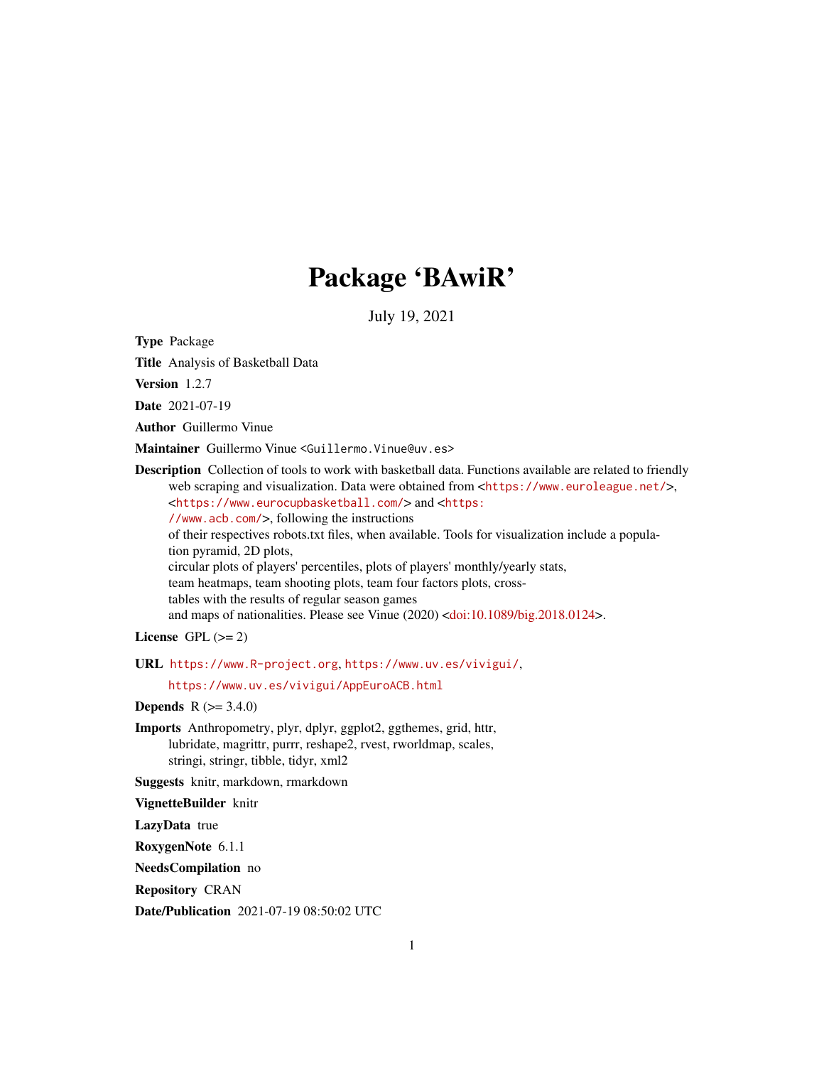# Package 'BAwiR'

July 19, 2021

**Type** Package

**Title** Analysis of Basketball Data

**Version** 1.2.7

**Date** 2021-07-19

**Author** Guillermo Vinue

**Maintainer** Guillermo Vinue <Guillermo.Vinue@uv.es>

**Description** Collection of tools to work with basketball data. Functions available are related to friendly web scraping and visualization. Data were obtained from <https://www.euroleague.net/>, <https://www.eurocupbasketball.com/> and <https://www.acb.com/>, following the instructions of their respectives robots.txt files, when available. Tools for visualization include a population pyramid, 2D plots, circular plots of players' percentiles, plots of players' monthly/yearly stats, team heatmaps, team shooting plots, team four factors plots, cross-tables with the results of regular season games and maps of nationalities. Please see Vinue (2020) <doi:10.1089/big.2018.0124>.

**License** GPL (>= 2)

**URL** https://www.R-project.org, https://www.uv.es/vivigui/, https://www.uv.es/vivigui/AppEuroACB.html

**Depends** R (>= 3.4.0)

**Imports** Anthropometry, plyr, dplyr, ggplot2, ggthemes, grid, httr, lubridate, magrittr, purrr, reshape2, rvest, rworldmap, scales, stringi, stringr, tibble, tidyr, xml2

**Suggests** knitr, markdown, rmarkdown

**VignetteBuilder** knitr

**LazyData** true

**RoxygenNote** 6.1.1

**NeedsCompilation** no

**Repository** CRAN

**Date/Publication** 2021-07-19 08:50:02 UTC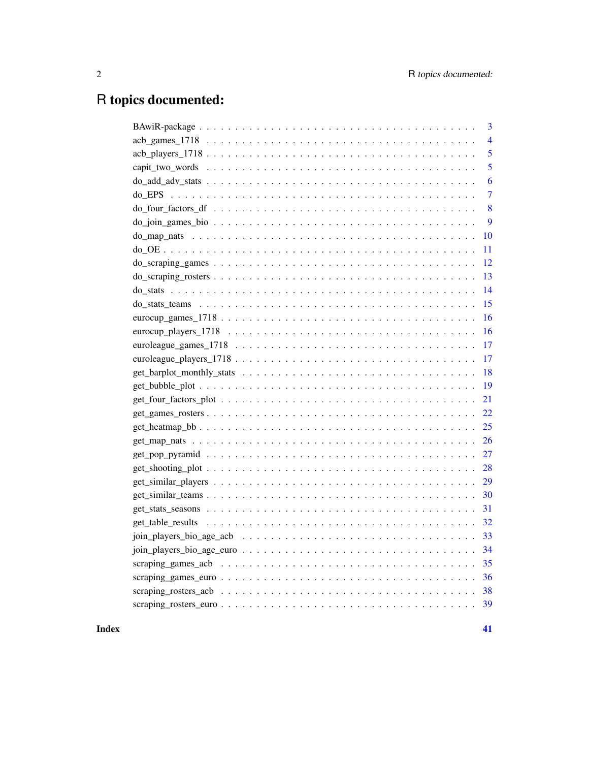# R topics documented:

| | |
|---|---|
| BAwiR-package | 3 |
| acb_games_1718 | 4 |
| acb_players_1718 | 5 |
| capit_two_words | 5 |
| do_add_adv_stats | 6 |
| do_EPS | 7 |
| do_four_factors_df | 8 |
| do_join_games_bio | 9 |
| do_map_nats | 10 |
| do_OE | 11 |
| do_scraping_games | 12 |
| do_scraping_rosters | 13 |
| do_stats | 14 |
| do_stats_teams | 15 |
| eurocup_games_1718 | 16 |
| eurocup_players_1718 | 16 |
| euroleague_games_1718 | 17 |
| euroleague_players_1718 | 17 |
| get_barplot_monthly_stats | 18 |
| get_bubble_plot | 19 |
| get_four_factors_plot | 21 |
| get_games_rosters | 22 |
| get_heatmap_bb | 25 |
| get_map_nats | 26 |
| get_pop_pyramid | 27 |
| get_shooting_plot | 28 |
| get_similar_players | 29 |
| get_similar_teams | 30 |
| get_stats_seasons | 31 |
| get_table_results | 32 |
| join_players_bio_age_acb | 33 |
| join_players_bio_age_euro | 34 |
| scraping_games_acb | 35 |
| scraping_games_euro | 36 |
| scraping_rosters_acb | 38 |
| scraping_rosters_euro | 39 |

**Index** **41**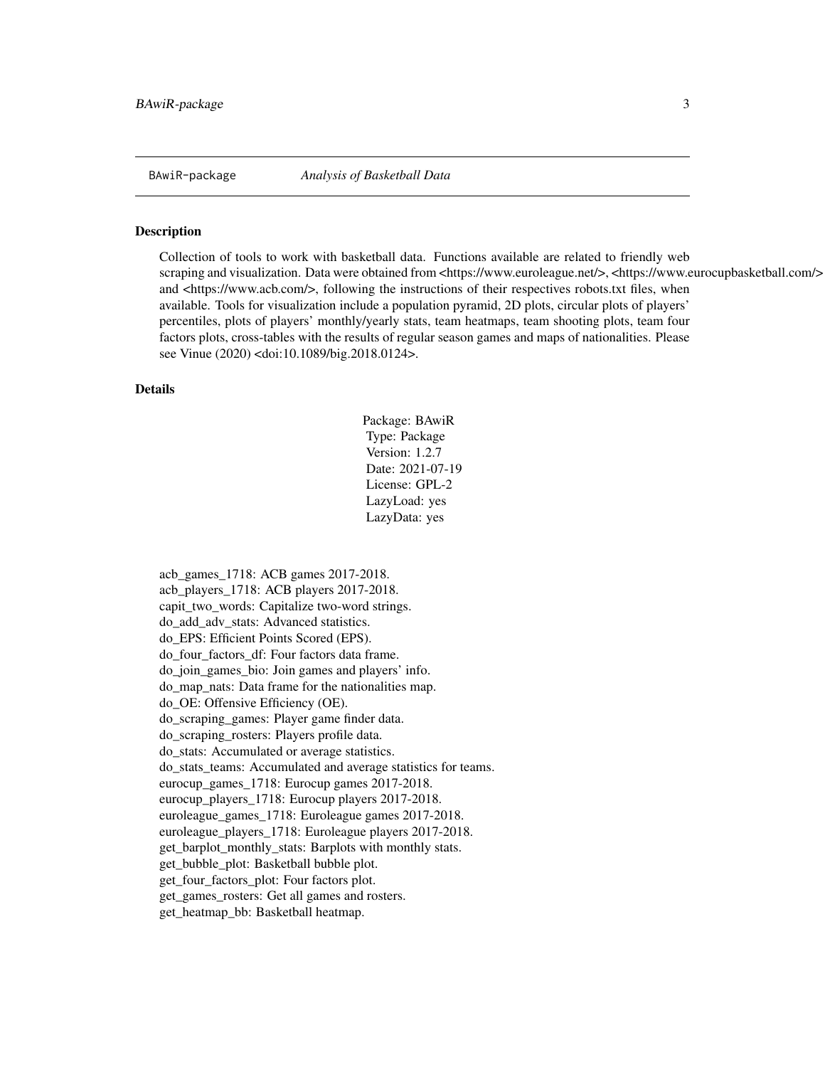BAwiR-package *Analysis of Basketball Data*

## Description

Collection of tools to work with basketball data. Functions available are related to friendly web scraping and visualization. Data were obtained from <https://www.euroleague.net/>, <https://www.eurocupbasketball.com/> and <https://www.acb.com/>, following the instructions of their respectives robots.txt files, when available. Tools for visualization include a population pyramid, 2D plots, circular plots of players' percentiles, plots of players' monthly/yearly stats, team heatmaps, team shooting plots, team four factors plots, cross-tables with the results of regular season games and maps of nationalities. Please see Vinue (2020) <doi:10.1089/big.2018.0124>.

## Details

Package: BAwiR  
Type: Package  
Version: 1.2.7  
Date: 2021-07-19  
License: GPL-2  
LazyLoad: yes  
LazyData: yes

acb_games_1718: ACB games 2017-2018.  
acb_players_1718: ACB players 2017-2018.  
capit_two_words: Capitalize two-word strings.  
do_add_adv_stats: Advanced statistics.  
do_EPS: Efficient Points Scored (EPS).  
do_four_factors_df: Four factors data frame.  
do_join_games_bio: Join games and players' info.  
do_map_nats: Data frame for the nationalities map.  
do_OE: Offensive Efficiency (OE).  
do_scraping_games: Player game finder data.  
do_scraping_rosters: Players profile data.  
do_stats: Accumulated or average statistics.  
do_stats_teams: Accumulated and average statistics for teams.  
eurocup_games_1718: Eurocup games 2017-2018.  
eurocup_players_1718: Eurocup players 2017-2018.  
euroleague_games_1718: Euroleague games 2017-2018.  
euroleague_players_1718: Euroleague players 2017-2018.  
get_barplot_monthly_stats: Barplots with monthly stats.  
get_bubble_plot: Basketball bubble plot.  
get_four_factors_plot: Four factors plot.  
get_games_rosters: Get all games and rosters.  
get_heatmap_bb: Basketball heatmap.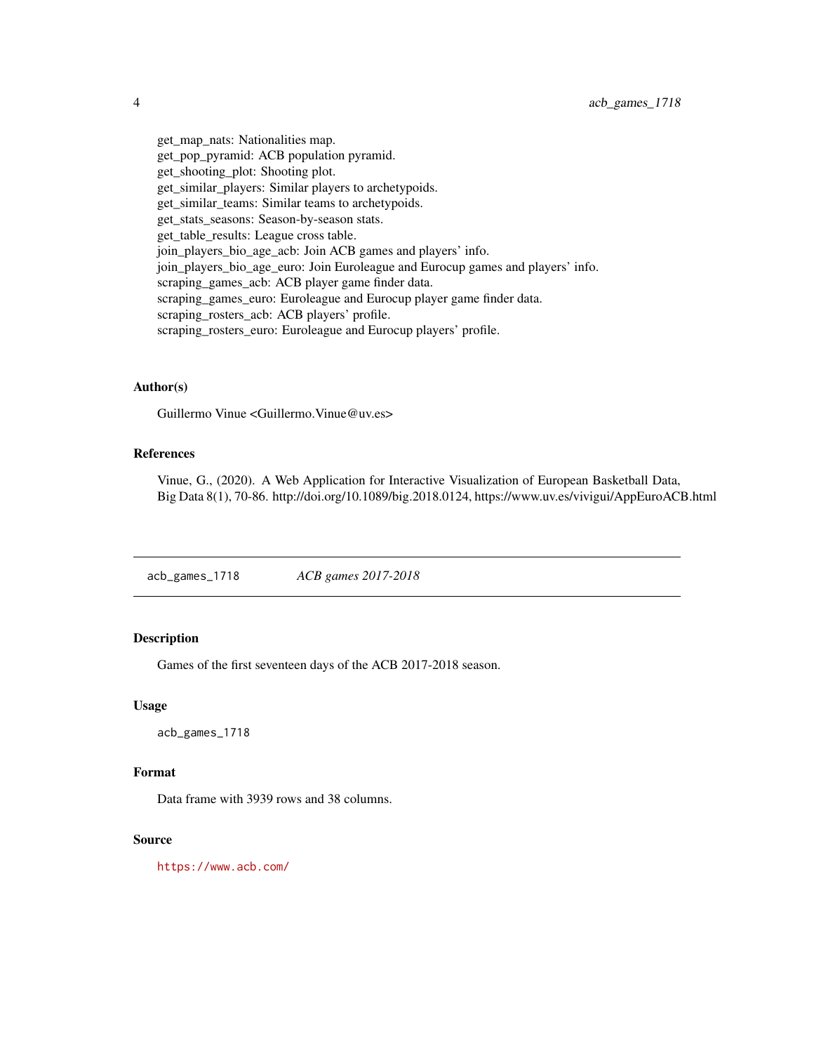get_map_nats: Nationalities map.
get_pop_pyramid: ACB population pyramid.
get_shooting_plot: Shooting plot.
get_similar_players: Similar players to archetypoids.
get_similar_teams: Similar teams to archetypoids.
get_stats_seasons: Season-by-season stats.
get_table_results: League cross table.
join_players_bio_age_acb: Join ACB games and players' info.
join_players_bio_age_euro: Join Euroleague and Eurocup games and players' info.
scraping_games_acb: ACB player game finder data.
scraping_games_euro: Euroleague and Eurocup player game finder data.
scraping_rosters_acb: ACB players' profile.
scraping_rosters_euro: Euroleague and Eurocup players' profile.

### Author(s)

Guillermo Vinue <Guillermo.Vinue@uv.es>

### References

Vinue, G., (2020). A Web Application for Interactive Visualization of European Basketball Data, Big Data 8(1), 70-86. http://doi.org/10.1089/big.2018.0124, https://www.uv.es/vivigui/AppEuroACB.html

---

## `acb_games_1718` *ACB games 2017-2018*

### Description

Games of the first seventeen days of the ACB 2017-2018 season.

### Usage

```
acb_games_1718
```

### Format

Data frame with 3939 rows and 38 columns.

### Source

https://www.acb.com/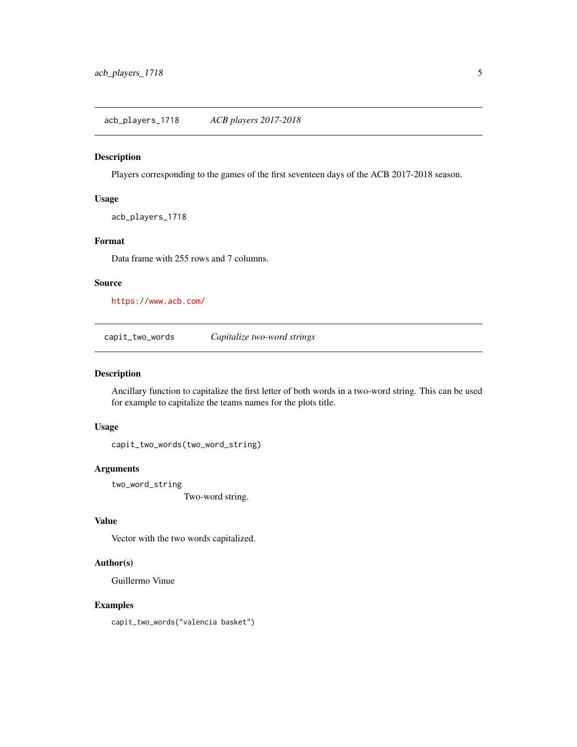## acb_players_1718 — *ACB players 2017-2018*

### Description

Players corresponding to the games of the first seventeen days of the ACB 2017-2018 season.

### Usage

```
acb_players_1718
```

### Format

Data frame with 255 rows and 7 columns.

### Source

https://www.acb.com/

## capit_two_words — *Capitalize two-word strings*

### Description

Ancillary function to capitalize the first letter of both words in a two-word string. This can be used for example to capitalize the teams names for the plots title.

### Usage

```
capit_two_words(two_word_string)
```

### Arguments

`two_word_string` — Two-word string.

### Value

Vector with the two words capitalized.

### Author(s)

Guillermo Vinue

### Examples

```
capit_two_words("valencia basket")
```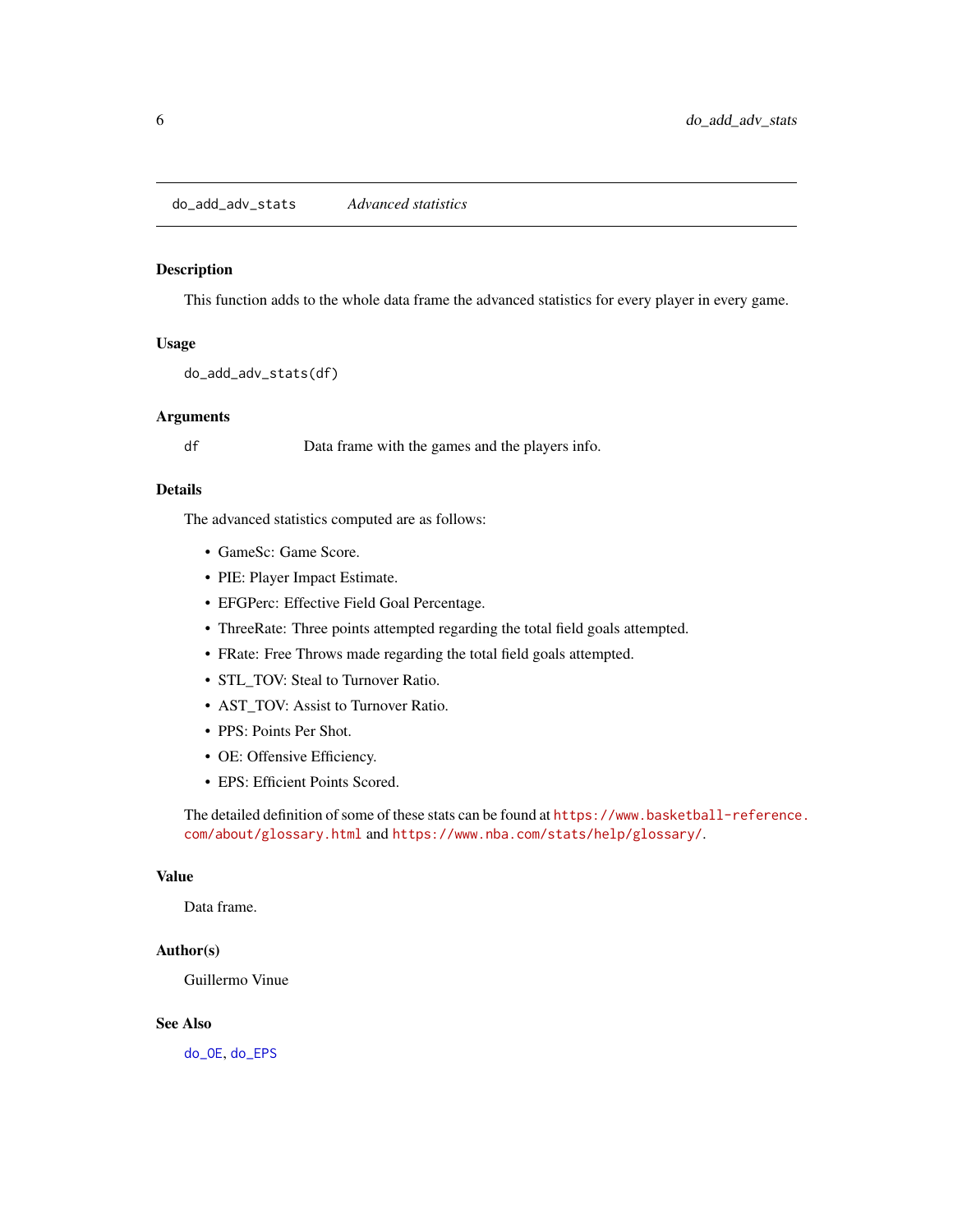`do_add_adv_stats` *Advanced statistics*

### Description

This function adds to the whole data frame the advanced statistics for every player in every game.

### Usage

```
do_add_adv_stats(df)
```

### Arguments

| | |
|---|---|
| df | Data frame with the games and the players info. |

### Details

The advanced statistics computed are as follows:

- GameSc: Game Score.
- PIE: Player Impact Estimate.
- EFGPerc: Effective Field Goal Percentage.
- ThreeRate: Three points attempted regarding the total field goals attempted.
- FRate: Free Throws made regarding the total field goals attempted.
- STL_TOV: Steal to Turnover Ratio.
- AST_TOV: Assist to Turnover Ratio.
- PPS: Points Per Shot.
- OE: Offensive Efficiency.
- EPS: Efficient Points Scored.

The detailed definition of some of these stats can be found at `https://www.basketball-reference.com/about/glossary.html` and `https://www.nba.com/stats/help/glossary/`.

### Value

Data frame.

### Author(s)

Guillermo Vinue

### See Also

`do_OE`, `do_EPS`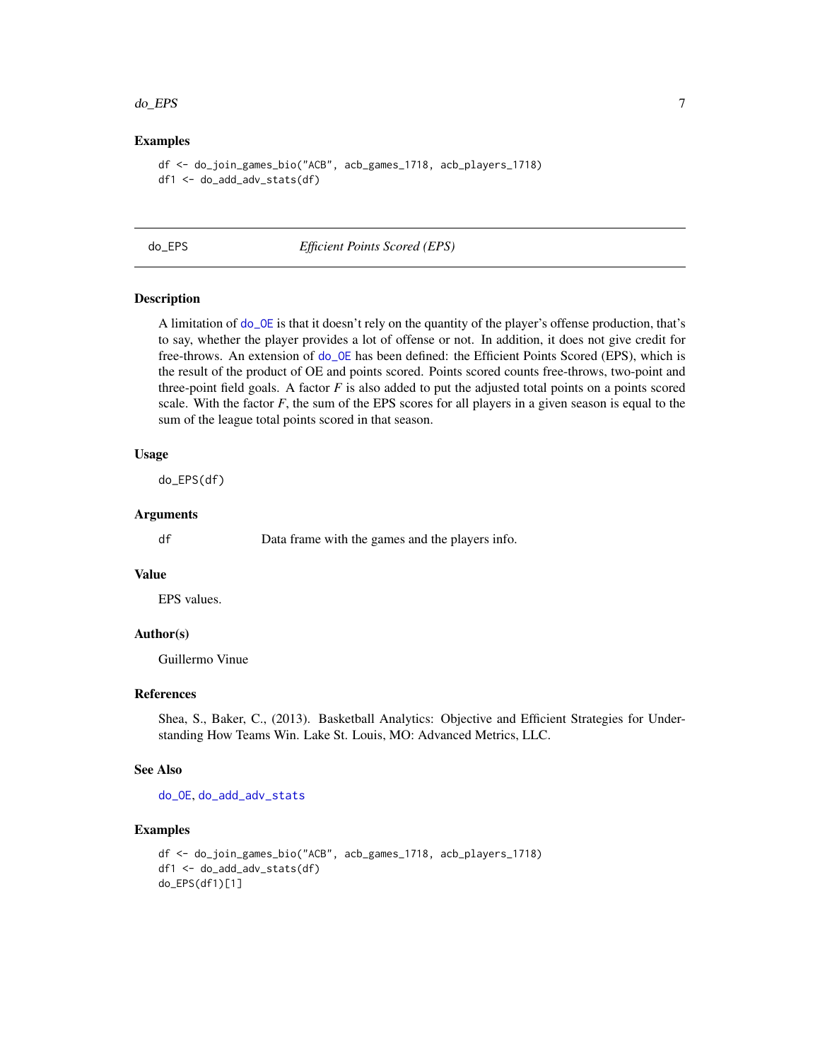### Examples

```
df <- do_join_games_bio("ACB", acb_games_1718, acb_players_1718)
df1 <- do_add_adv_stats(df)
```

---

## do_EPS *Efficient Points Scored (EPS)*

---

### Description

A limitation of do_OE is that it doesn't rely on the quantity of the player's offense production, that's to say, whether the player provides a lot of offense or not. In addition, it does not give credit for free-throws. An extension of do_OE has been defined: the Efficient Points Scored (EPS), which is the result of the product of OE and points scored. Points scored counts free-throws, two-point and three-point field goals. A factor $F$ is also added to put the adjusted total points on a points scored scale. With the factor $F$, the sum of the EPS scores for all players in a given season is equal to the sum of the league total points scored in that season.

### Usage

```
do_EPS(df)
```

### Arguments

| | |
|---|---|
| df | Data frame with the games and the players info. |

### Value

EPS values.

### Author(s)

Guillermo Vinue

### References

Shea, S., Baker, C., (2013). Basketball Analytics: Objective and Efficient Strategies for Understanding How Teams Win. Lake St. Louis, MO: Advanced Metrics, LLC.

### See Also

do_OE, do_add_adv_stats

### Examples

```
df <- do_join_games_bio("ACB", acb_games_1718, acb_players_1718)
df1 <- do_add_adv_stats(df)
do_EPS(df1)[1]
```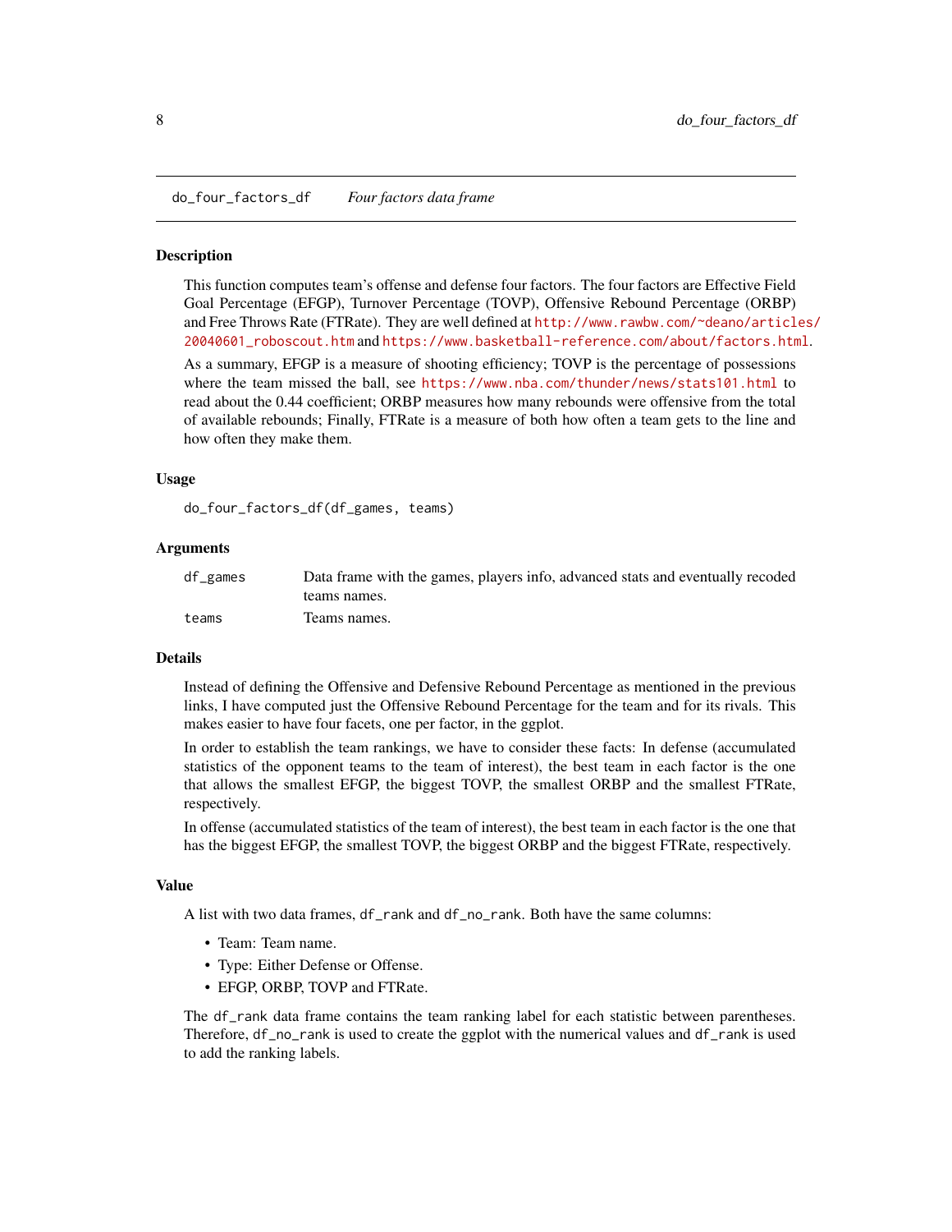## do_four_factors_df — *Four factors data frame*

### Description

This function computes team's offense and defense four factors. The four factors are Effective Field Goal Percentage (EFGP), Turnover Percentage (TOVP), Offensive Rebound Percentage (ORBP) and Free Throws Rate (FTRate). They are well defined at http://www.rawbw.com/~deano/articles/20040601_roboscout.htm and https://www.basketball-reference.com/about/factors.html.

As a summary, EFGP is a measure of shooting efficiency; TOVP is the percentage of possessions where the team missed the ball, see https://www.nba.com/thunder/news/stats101.html to read about the 0.44 coefficient; ORBP measures how many rebounds were offensive from the total of available rebounds; Finally, FTRate is a measure of both how often a team gets to the line and how often they make them.

### Usage

```
do_four_factors_df(df_games, teams)
```

### Arguments

| | |
|---|---|
| `df_games` | Data frame with the games, players info, advanced stats and eventually recoded teams names. |
| `teams` | Teams names. |

### Details

Instead of defining the Offensive and Defensive Rebound Percentage as mentioned in the previous links, I have computed just the Offensive Rebound Percentage for the team and for its rivals. This makes easier to have four facets, one per factor, in the ggplot.

In order to establish the team rankings, we have to consider these facts: In defense (accumulated statistics of the opponent teams to the team of interest), the best team in each factor is the one that allows the smallest EFGP, the biggest TOVP, the smallest ORBP and the smallest FTRate, respectively.

In offense (accumulated statistics of the team of interest), the best team in each factor is the one that has the biggest EFGP, the smallest TOVP, the biggest ORBP and the biggest FTRate, respectively.

### Value

A list with two data frames, `df_rank` and `df_no_rank`. Both have the same columns:

- Team: Team name.
- Type: Either Defense or Offense.
- EFGP, ORBP, TOVP and FTRate.

The `df_rank` data frame contains the team ranking label for each statistic between parentheses. Therefore, `df_no_rank` is used to create the ggplot with the numerical values and `df_rank` is used to add the ranking labels.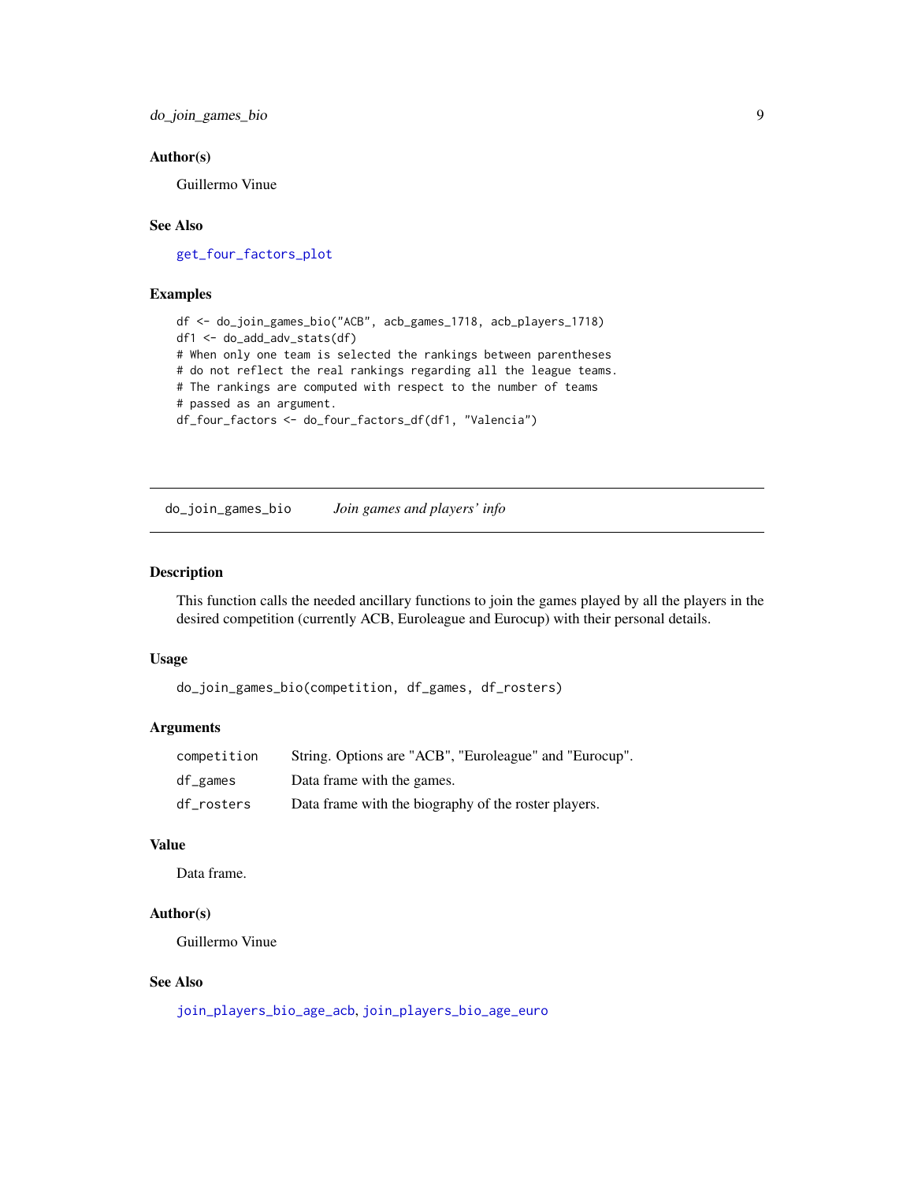### Author(s)

Guillermo Vinue

### See Also

get_four_factors_plot

### Examples

```
df <- do_join_games_bio("ACB", acb_games_1718, acb_players_1718)
df1 <- do_add_adv_stats(df)
# When only one team is selected the rankings between parentheses
# do not reflect the real rankings regarding all the league teams.
# The rankings are computed with respect to the number of teams
# passed as an argument.
df_four_factors <- do_four_factors_df(df1, "Valencia")
```

---

## do_join_games_bio — *Join games and players' info*

---

### Description

This function calls the needed ancillary functions to join the games played by all the players in the desired competition (currently ACB, Euroleague and Eurocup) with their personal details.

### Usage

```
do_join_games_bio(competition, df_games, df_rosters)
```

### Arguments

| | |
|---|---|
| competition | String. Options are "ACB", "Euroleague" and "Eurocup". |
| df_games | Data frame with the games. |
| df_rosters | Data frame with the biography of the roster players. |

### Value

Data frame.

### Author(s)

Guillermo Vinue

### See Also

join_players_bio_age_acb, join_players_bio_age_euro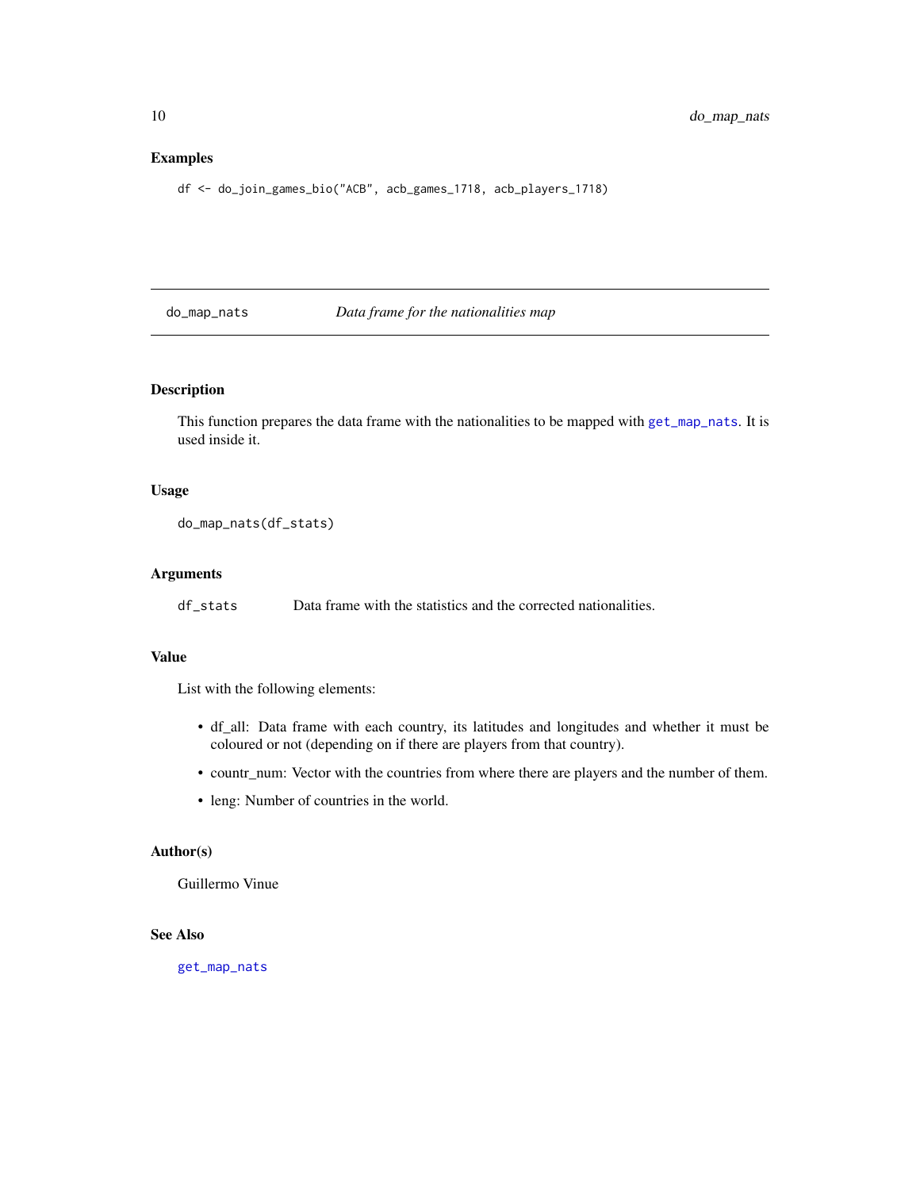### Examples

```
df <- do_join_games_bio("ACB", acb_games_1718, acb_players_1718)
```

---

## do_map_nats — *Data frame for the nationalities map*

### Description

This function prepares the data frame with the nationalities to be mapped with `get_map_nats`. It is used inside it.

### Usage

```
do_map_nats(df_stats)
```

### Arguments

| | |
|---|---|
| df_stats | Data frame with the statistics and the corrected nationalities. |

### Value

List with the following elements:

- df_all: Data frame with each country, its latitudes and longitudes and whether it must be coloured or not (depending on if there are players from that country).
- countr_num: Vector with the countries from where there are players and the number of them.
- leng: Number of countries in the world.

### Author(s)

Guillermo Vinue

### See Also

`get_map_nats`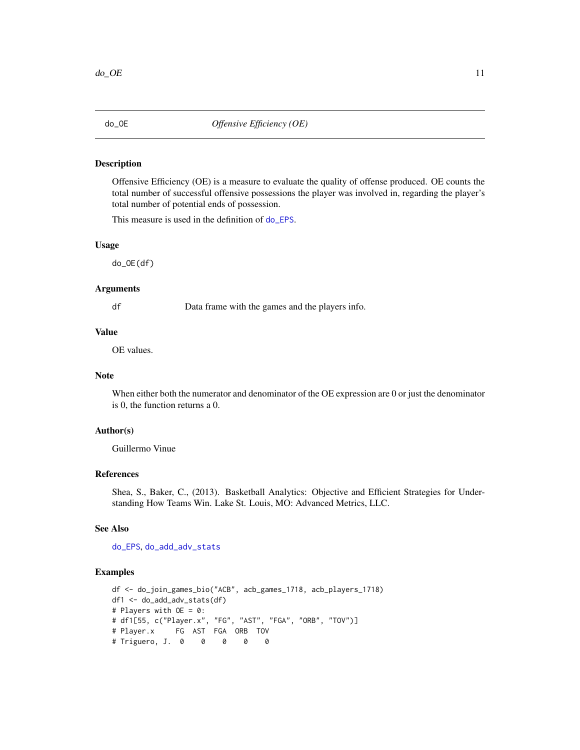# do_OE — *Offensive Efficiency (OE)*

## Description

Offensive Efficiency (OE) is a measure to evaluate the quality of offense produced. OE counts the total number of successful offensive possessions the player was involved in, regarding the player's total number of potential ends of possession.

This measure is used in the definition of do_EPS.

## Usage

```
do_OE(df)
```

## Arguments

| | |
|---|---|
| df | Data frame with the games and the players info. |

## Value

OE values.

## Note

When either both the numerator and denominator of the OE expression are 0 or just the denominator is 0, the function returns a 0.

## Author(s)

Guillermo Vinue

## References

Shea, S., Baker, C., (2013). Basketball Analytics: Objective and Efficient Strategies for Understanding How Teams Win. Lake St. Louis, MO: Advanced Metrics, LLC.

## See Also

do_EPS, do_add_adv_stats

## Examples

```
df <- do_join_games_bio("ACB", acb_games_1718, acb_players_1718)
df1 <- do_add_adv_stats(df)
# Players with OE = 0:
# df1[55, c("Player.x", "FG", "AST", "FGA", "ORB", "TOV")]
# Player.x     FG  AST  FGA  ORB  TOV
# Triguero, J.  0    0    0    0    0
```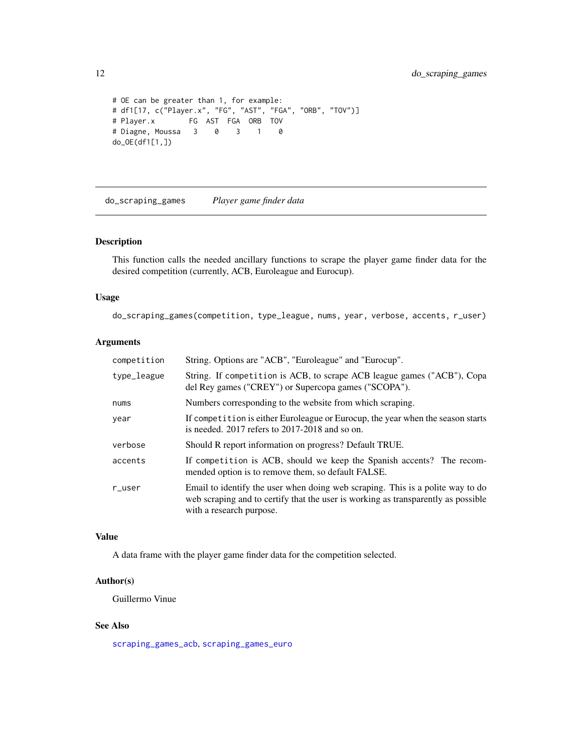```
# OE can be greater than 1, for example:
# df1[17, c("Player.x", "FG", "AST", "FGA", "ORB", "TOV")]
# Player.x        FG  AST  FGA  ORB  TOV
# Diagne, Moussa   3    0    3    1    0
do_OE(df1[1,])
```

## do_scraping_games *Player game finder data*

### Description

This function calls the needed ancillary functions to scrape the player game finder data for the desired competition (currently, ACB, Euroleague and Eurocup).

### Usage

```
do_scraping_games(competition, type_league, nums, year, verbose, accents, r_user)
```

### Arguments

| | |
|---|---|
| competition | String. Options are "ACB", "Euroleague" and "Eurocup". |
| type_league | String. If competition is ACB, to scrape ACB league games ("ACB"), Copa del Rey games ("CREY") or Supercopa games ("SCOPA"). |
| nums | Numbers corresponding to the website from which scraping. |
| year | If competition is either Euroleague or Eurocup, the year when the season starts is needed. 2017 refers to 2017-2018 and so on. |
| verbose | Should R report information on progress? Default TRUE. |
| accents | If competition is ACB, should we keep the Spanish accents? The recommended option is to remove them, so default FALSE. |
| r_user | Email to identify the user when doing web scraping. This is a polite way to do web scraping and to certify that the user is working as transparently as possible with a research purpose. |

### Value

A data frame with the player game finder data for the competition selected.

### Author(s)

Guillermo Vinue

### See Also

scraping_games_acb, scraping_games_euro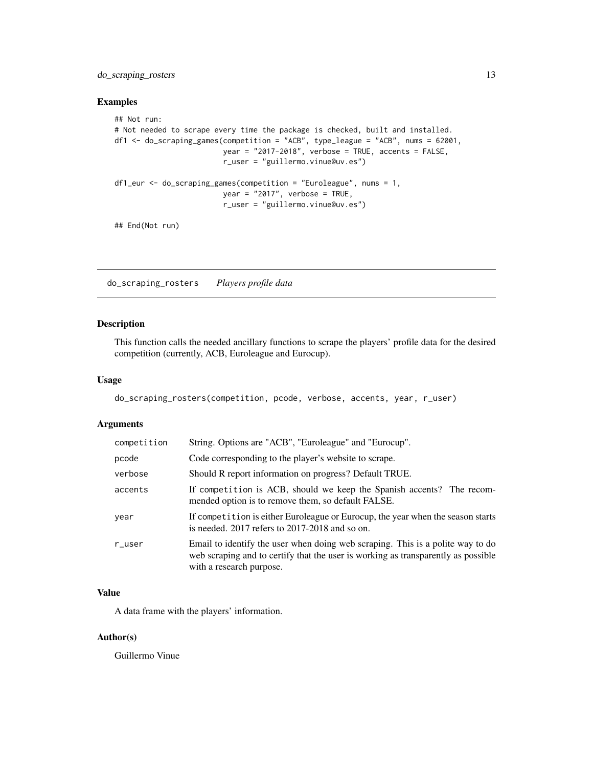### Examples

```
## Not run:
# Not needed to scrape every time the package is checked, built and installed.
df1 <- do_scraping_games(competition = "ACB", type_league = "ACB", nums = 62001,
                         year = "2017-2018", verbose = TRUE, accents = FALSE,
                         r_user = "guillermo.vinue@uv.es")

df1_eur <- do_scraping_games(competition = "Euroleague", nums = 1,
                         year = "2017", verbose = TRUE,
                         r_user = "guillermo.vinue@uv.es")

## End(Not run)
```

---

## do_scraping_rosters *Players profile data*

### Description

This function calls the needed ancillary functions to scrape the players' profile data for the desired competition (currently, ACB, Euroleague and Eurocup).

### Usage

```
do_scraping_rosters(competition, pcode, verbose, accents, year, r_user)
```

### Arguments

| | |
|---|---|
| competition | String. Options are "ACB", "Euroleague" and "Eurocup". |
| pcode | Code corresponding to the player's website to scrape. |
| verbose | Should R report information on progress? Default TRUE. |
| accents | If competition is ACB, should we keep the Spanish accents? The recommended option is to remove them, so default FALSE. |
| year | If competition is either Euroleague or Eurocup, the year when the season starts is needed. 2017 refers to 2017-2018 and so on. |
| r_user | Email to identify the user when doing web scraping. This is a polite way to do web scraping and to certify that the user is working as transparently as possible with a research purpose. |

### Value

A data frame with the players' information.

### Author(s)

Guillermo Vinue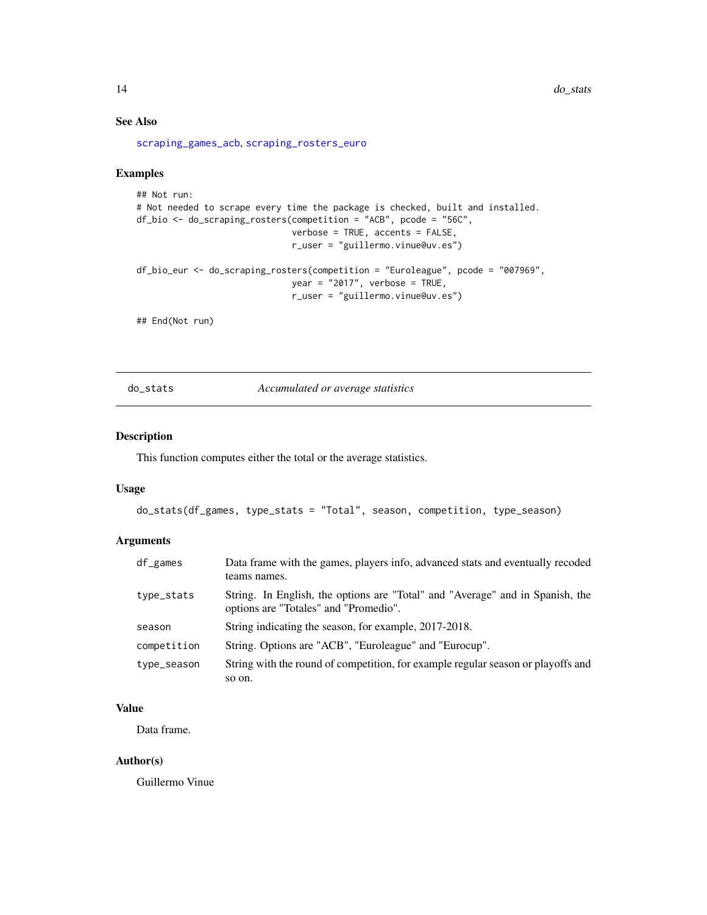### See Also

scraping_games_acb, scraping_rosters_euro

### Examples

```
## Not run:
# Not needed to scrape every time the package is checked, built and installed.
df_bio <- do_scraping_rosters(competition = "ACB", pcode = "56C",
                              verbose = TRUE, accents = FALSE,
                              r_user = "guillermo.vinue@uv.es")

df_bio_eur <- do_scraping_rosters(competition = "Euroleague", pcode = "007969",
                              year = "2017", verbose = TRUE,
                              r_user = "guillermo.vinue@uv.es")

## End(Not run)
```

---

## do_stats — *Accumulated or average statistics*

### Description

This function computes either the total or the average statistics.

### Usage

```
do_stats(df_games, type_stats = "Total", season, competition, type_season)
```

### Arguments

| Argument | Description |
|---|---|
| df_games | Data frame with the games, players info, advanced stats and eventually recoded teams names. |
| type_stats | String. In English, the options are "Total" and "Average" and in Spanish, the options are "Totales" and "Promedio". |
| season | String indicating the season, for example, 2017-2018. |
| competition | String. Options are "ACB", "Euroleague" and "Eurocup". |
| type_season | String with the round of competition, for example regular season or playoffs and so on. |

### Value

Data frame.

### Author(s)

Guillermo Vinue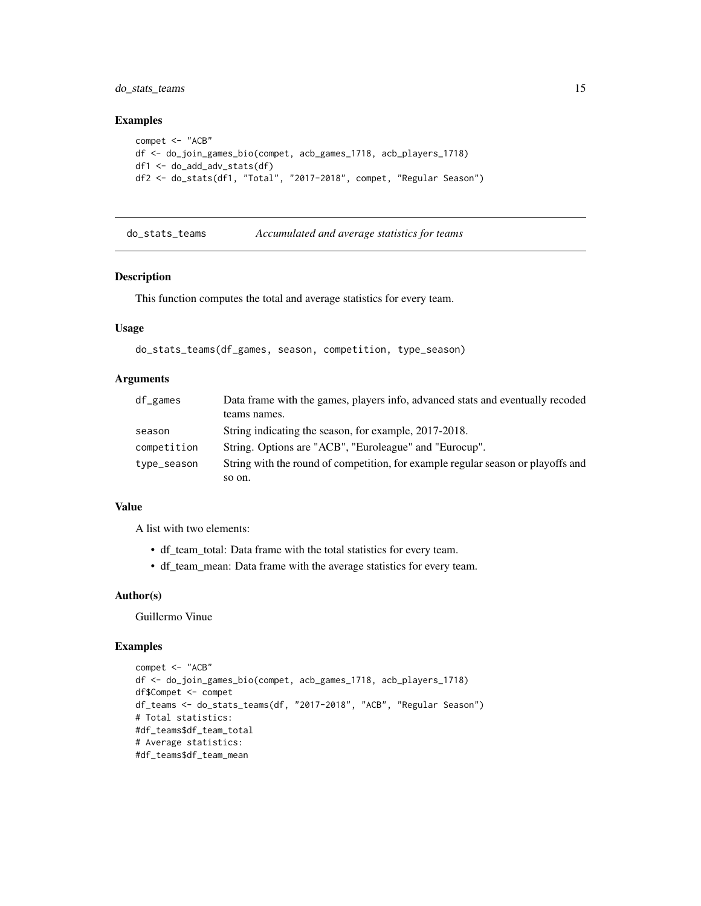## Examples

```
compet <- "ACB"
df <- do_join_games_bio(compet, acb_games_1718, acb_players_1718)
df1 <- do_add_adv_stats(df)
df2 <- do_stats(df1, "Total", "2017-2018", compet, "Regular Season")
```

---

# do_stats_teams    *Accumulated and average statistics for teams*

## Description

This function computes the total and average statistics for every team.

## Usage

```
do_stats_teams(df_games, season, competition, type_season)
```

## Arguments

| | |
|---|---|
| df_games | Data frame with the games, players info, advanced stats and eventually recoded teams names. |
| season | String indicating the season, for example, 2017-2018. |
| competition | String. Options are "ACB", "Euroleague" and "Eurocup". |
| type_season | String with the round of competition, for example regular season or playoffs and so on. |

## Value

A list with two elements:

- df_team_total: Data frame with the total statistics for every team.
- df_team_mean: Data frame with the average statistics for every team.

## Author(s)

Guillermo Vinue

## Examples

```
compet <- "ACB"
df <- do_join_games_bio(compet, acb_games_1718, acb_players_1718)
df$Compet <- compet
df_teams <- do_stats_teams(df, "2017-2018", "ACB", "Regular Season")
# Total statistics:
#df_teams$df_team_total
# Average statistics:
#df_teams$df_team_mean
```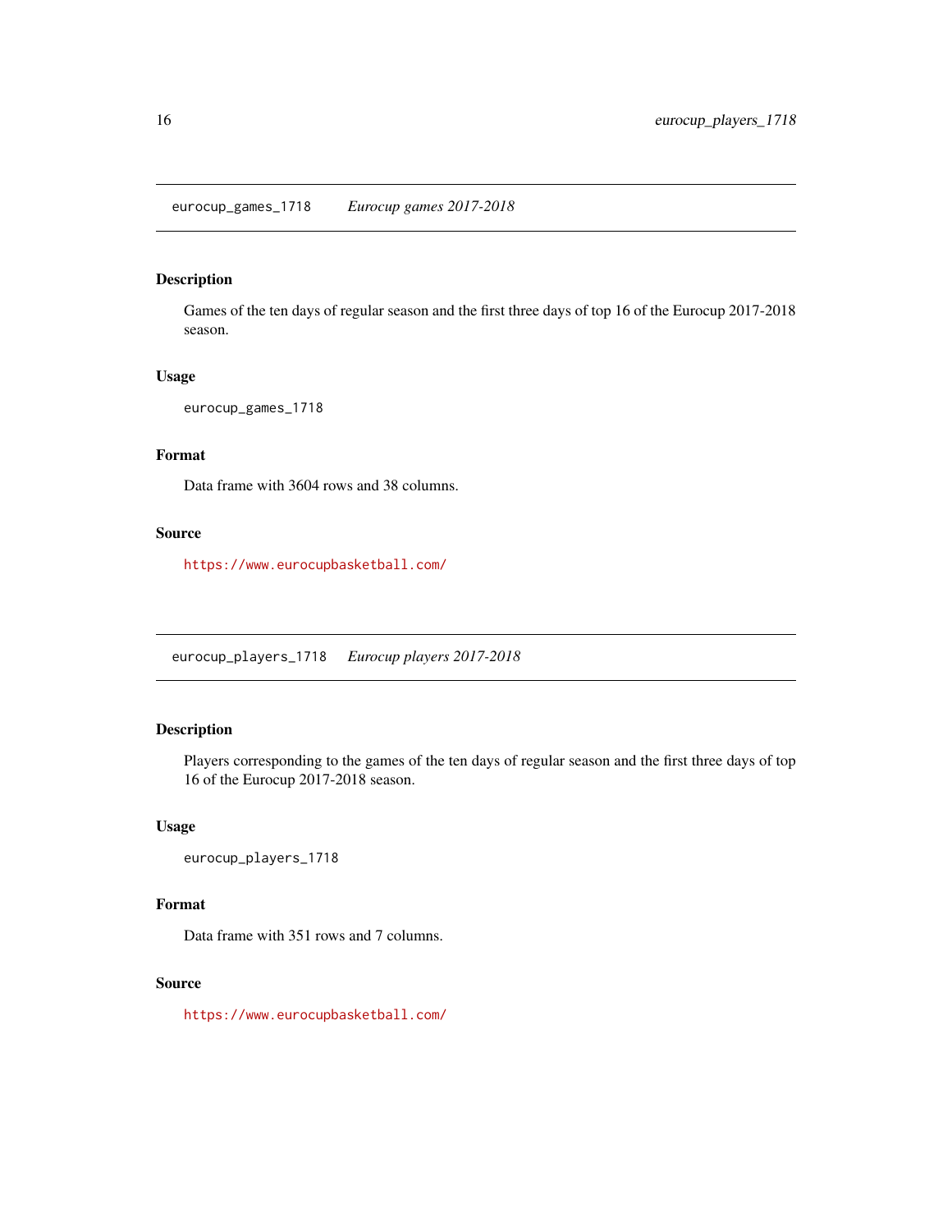## eurocup_games_1718 *Eurocup games 2017-2018*

### Description

Games of the ten days of regular season and the first three days of top 16 of the Eurocup 2017-2018 season.

### Usage

```
eurocup_games_1718
```

### Format

Data frame with 3604 rows and 38 columns.

### Source

https://www.eurocupbasketball.com/

## eurocup_players_1718 *Eurocup players 2017-2018*

### Description

Players corresponding to the games of the ten days of regular season and the first three days of top 16 of the Eurocup 2017-2018 season.

### Usage

```
eurocup_players_1718
```

### Format

Data frame with 351 rows and 7 columns.

### Source

https://www.eurocupbasketball.com/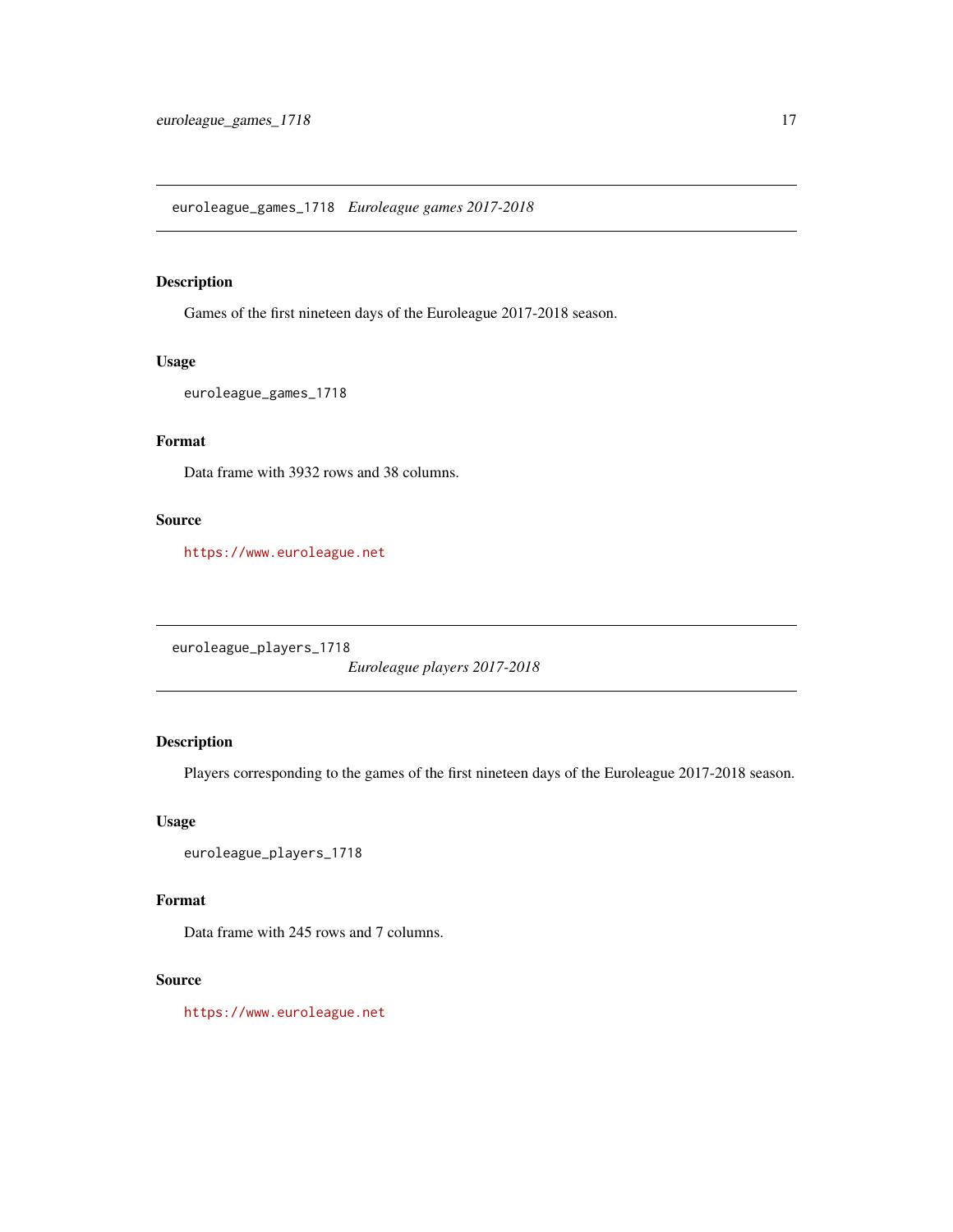## euroleague_games_1718 *Euroleague games 2017-2018*

### Description

Games of the first nineteen days of the Euroleague 2017-2018 season.

### Usage

```
euroleague_games_1718
```

### Format

Data frame with 3932 rows and 38 columns.

### Source

https://www.euroleague.net

## euroleague_players_1718 *Euroleague players 2017-2018*

### Description

Players corresponding to the games of the first nineteen days of the Euroleague 2017-2018 season.

### Usage

```
euroleague_players_1718
```

### Format

Data frame with 245 rows and 7 columns.

### Source

https://www.euroleague.net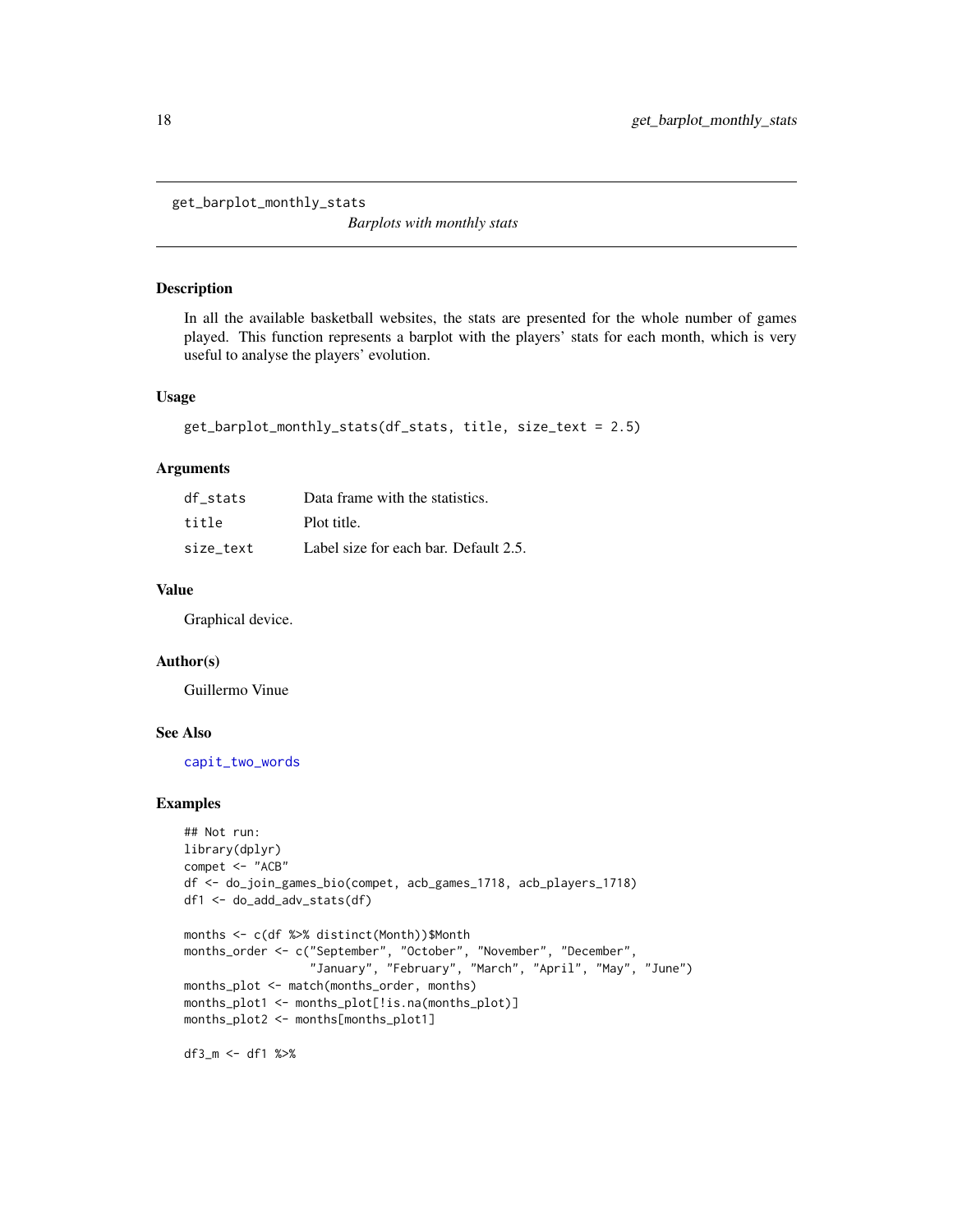get_barplot_monthly_stats

*Barplots with monthly stats*

## Description

In all the available basketball websites, the stats are presented for the whole number of games played. This function represents a barplot with the players' stats for each month, which is very useful to analyse the players' evolution.

## Usage

```
get_barplot_monthly_stats(df_stats, title, size_text = 2.5)
```

## Arguments

| | |
|---|---|
| df_stats | Data frame with the statistics. |
| title | Plot title. |
| size_text | Label size for each bar. Default 2.5. |

## Value

Graphical device.

## Author(s)

Guillermo Vinue

## See Also

capit_two_words

## Examples

```
## Not run:
library(dplyr)
compet <- "ACB"
df <- do_join_games_bio(compet, acb_games_1718, acb_players_1718)
df1 <- do_add_adv_stats(df)

months <- c(df %>% distinct(Month))$Month
months_order <- c("September", "October", "November", "December",
                  "January", "February", "March", "April", "May", "June")
months_plot <- match(months_order, months)
months_plot1 <- months_plot[!is.na(months_plot)]
months_plot2 <- months[months_plot1]

df3_m <- df1 %>%
```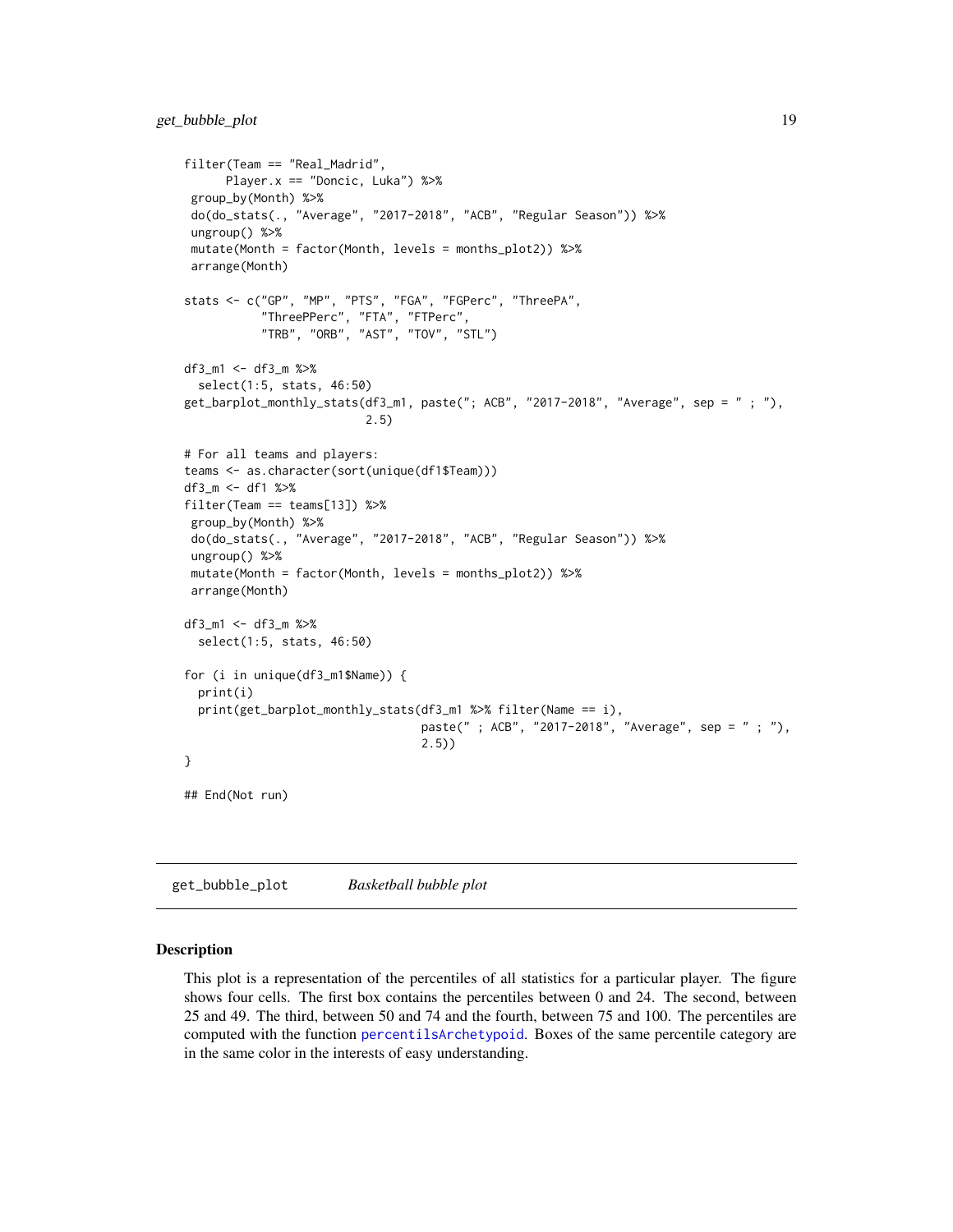```
filter(Team == "Real_Madrid",
      Player.x == "Doncic, Luka") %>%
 group_by(Month) %>%
 do(do_stats(., "Average", "2017-2018", "ACB", "Regular Season")) %>%
 ungroup() %>%
 mutate(Month = factor(Month, levels = months_plot2)) %>%
 arrange(Month)

stats <- c("GP", "MP", "PTS", "FGA", "FGPerc", "ThreePA",
           "ThreePPerc", "FTA", "FTPerc",
           "TRB", "ORB", "AST", "TOV", "STL")

df3_m1 <- df3_m %>%
  select(1:5, stats, 46:50)
get_barplot_monthly_stats(df3_m1, paste("; ACB", "2017-2018", "Average", sep = " ; "),
                          2.5)

# For all teams and players:
teams <- as.character(sort(unique(df1$Team)))
df3_m <- df1 %>%
filter(Team == teams[13]) %>%
 group_by(Month) %>%
 do(do_stats(., "Average", "2017-2018", "ACB", "Regular Season")) %>%
 ungroup() %>%
 mutate(Month = factor(Month, levels = months_plot2)) %>%
 arrange(Month)

df3_m1 <- df3_m %>%
  select(1:5, stats, 46:50)

for (i in unique(df3_m1$Name)) {
  print(i)
  print(get_barplot_monthly_stats(df3_m1 %>% filter(Name == i),
                                  paste(" ; ACB", "2017-2018", "Average", sep = " ; "),
                                  2.5))
}

## End(Not run)
```

## get_bubble_plot *Basketball bubble plot*

### Description

This plot is a representation of the percentiles of all statistics for a particular player. The figure shows four cells. The first box contains the percentiles between 0 and 24. The second, between 25 and 49. The third, between 50 and 74 and the fourth, between 75 and 100. The percentiles are computed with the function percentilsArchetypoid. Boxes of the same percentile category are in the same color in the interests of easy understanding.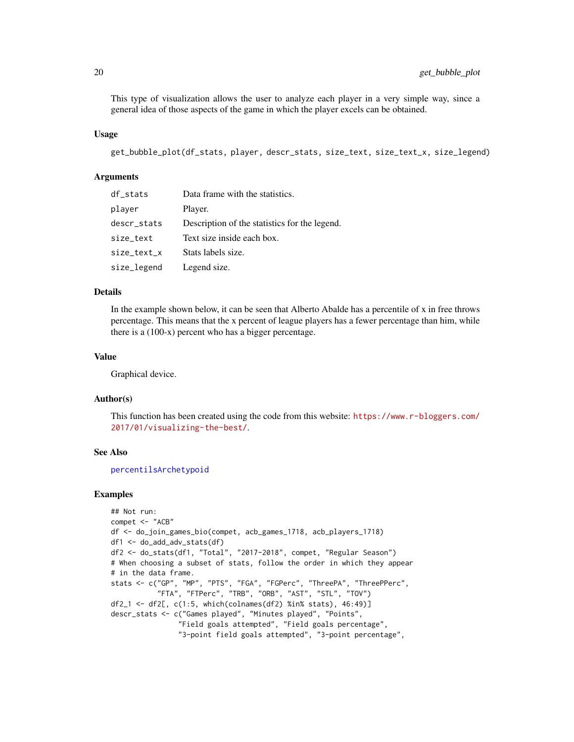This type of visualization allows the user to analyze each player in a very simple way, since a general idea of those aspects of the game in which the player excels can be obtained.

### Usage

```
get_bubble_plot(df_stats, player, descr_stats, size_text, size_text_x, size_legend)
```

### Arguments

| | |
|---|---|
| df_stats | Data frame with the statistics. |
| player | Player. |
| descr_stats | Description of the statistics for the legend. |
| size_text | Text size inside each box. |
| size_text_x | Stats labels size. |
| size_legend | Legend size. |

### Details

In the example shown below, it can be seen that Alberto Abalde has a percentile of x in free throws percentage. This means that the x percent of league players has a fewer percentage than him, while there is a (100-x) percent who has a bigger percentage.

### Value

Graphical device.

### Author(s)

This function has been created using the code from this website: https://www.r-bloggers.com/2017/01/visualizing-the-best/.

### See Also

percentilsArchetypoid

### Examples

```
## Not run:
compet <- "ACB"
df <- do_join_games_bio(compet, acb_games_1718, acb_players_1718)
df1 <- do_add_adv_stats(df)
df2 <- do_stats(df1, "Total", "2017-2018", compet, "Regular Season")
# When choosing a subset of stats, follow the order in which they appear
# in the data frame.
stats <- c("GP", "MP", "PTS", "FGA", "FGPerc", "ThreePA", "ThreePPerc",
           "FTA", "FTPerc", "TRB", "ORB", "AST", "STL", "TOV")
df2_1 <- df2[, c(1:5, which(colnames(df2) %in% stats), 46:49)]
descr_stats <- c("Games played", "Minutes played", "Points",
                 "Field goals attempted", "Field goals percentage",
                 "3-point field goals attempted", "3-point percentage",
```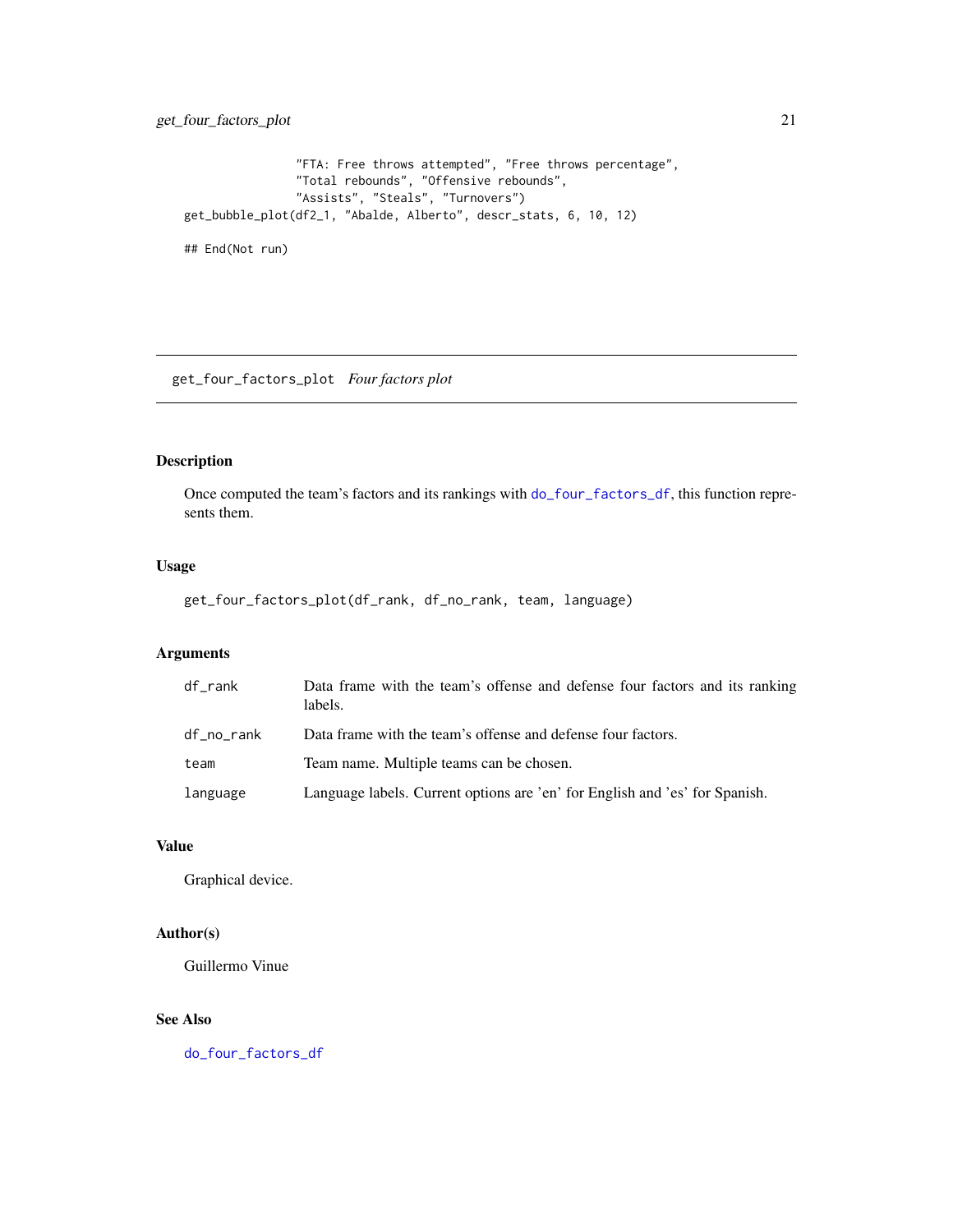```
                "FTA: Free throws attempted", "Free throws percentage",
                "Total rebounds", "Offensive rebounds",
                "Assists", "Steals", "Turnovers")
get_bubble_plot(df2_1, "Abalde, Alberto", descr_stats, 6, 10, 12)

## End(Not run)
```

## get_four_factors_plot *Four factors plot*

### Description

Once computed the team's factors and its rankings with do_four_factors_df, this function represents them.

### Usage

```
get_four_factors_plot(df_rank, df_no_rank, team, language)
```

### Arguments

| | |
|---|---|
| df_rank | Data frame with the team's offense and defense four factors and its ranking labels. |
| df_no_rank | Data frame with the team's offense and defense four factors. |
| team | Team name. Multiple teams can be chosen. |
| language | Language labels. Current options are 'en' for English and 'es' for Spanish. |

### Value

Graphical device.

### Author(s)

Guillermo Vinue

### See Also

do_four_factors_df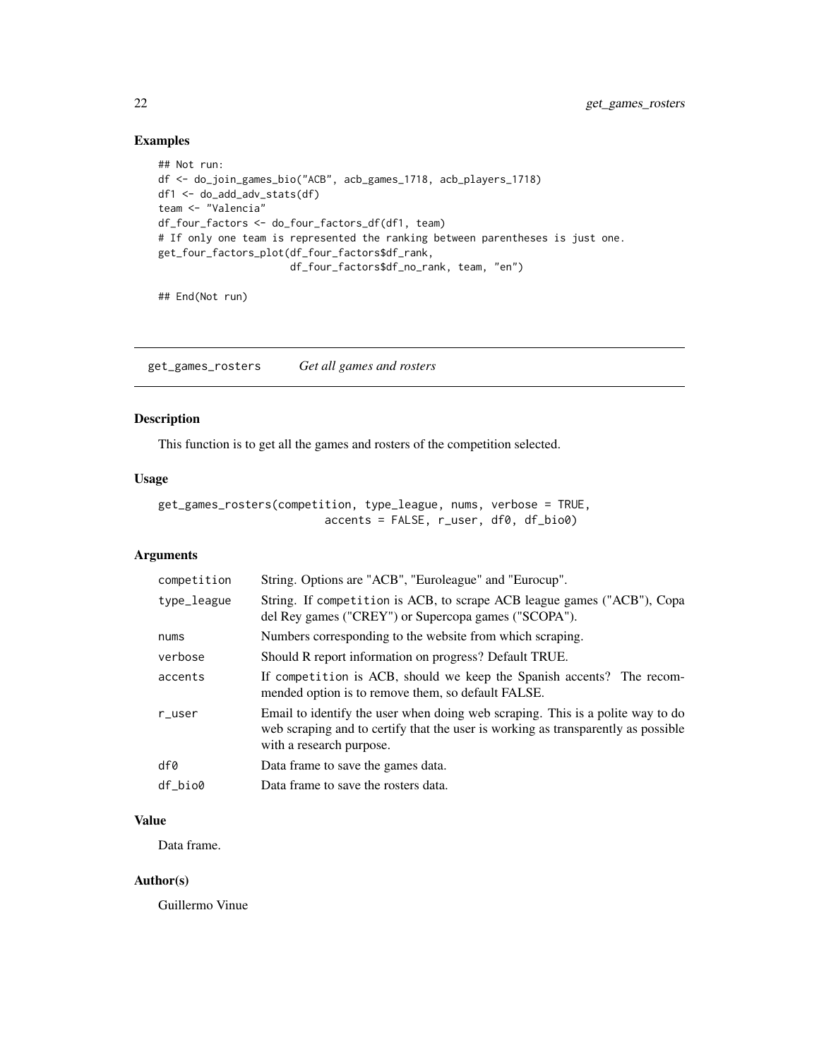### Examples

```
## Not run:
df <- do_join_games_bio("ACB", acb_games_1718, acb_players_1718)
df1 <- do_add_adv_stats(df)
team <- "Valencia"
df_four_factors <- do_four_factors_df(df1, team)
# If only one team is represented the ranking between parentheses is just one.
get_four_factors_plot(df_four_factors$df_rank,
                      df_four_factors$df_no_rank, team, "en")

## End(Not run)
```

---

## get_games_rosters *Get all games and rosters*

### Description

This function is to get all the games and rosters of the competition selected.

### Usage

```
get_games_rosters(competition, type_league, nums, verbose = TRUE,
                         accents = FALSE, r_user, df0, df_bio0)
```

### Arguments

| | |
|---|---|
| competition | String. Options are "ACB", "Euroleague" and "Eurocup". |
| type_league | String. If competition is ACB, to scrape ACB league games ("ACB"), Copa del Rey games ("CREY") or Supercopa games ("SCOPA"). |
| nums | Numbers corresponding to the website from which scraping. |
| verbose | Should R report information on progress? Default TRUE. |
| accents | If competition is ACB, should we keep the Spanish accents? The recommended option is to remove them, so default FALSE. |
| r_user | Email to identify the user when doing web scraping. This is a polite way to do web scraping and to certify that the user is working as transparently as possible with a research purpose. |
| df0 | Data frame to save the games data. |
| df_bio0 | Data frame to save the rosters data. |

### Value

Data frame.

### Author(s)

Guillermo Vinue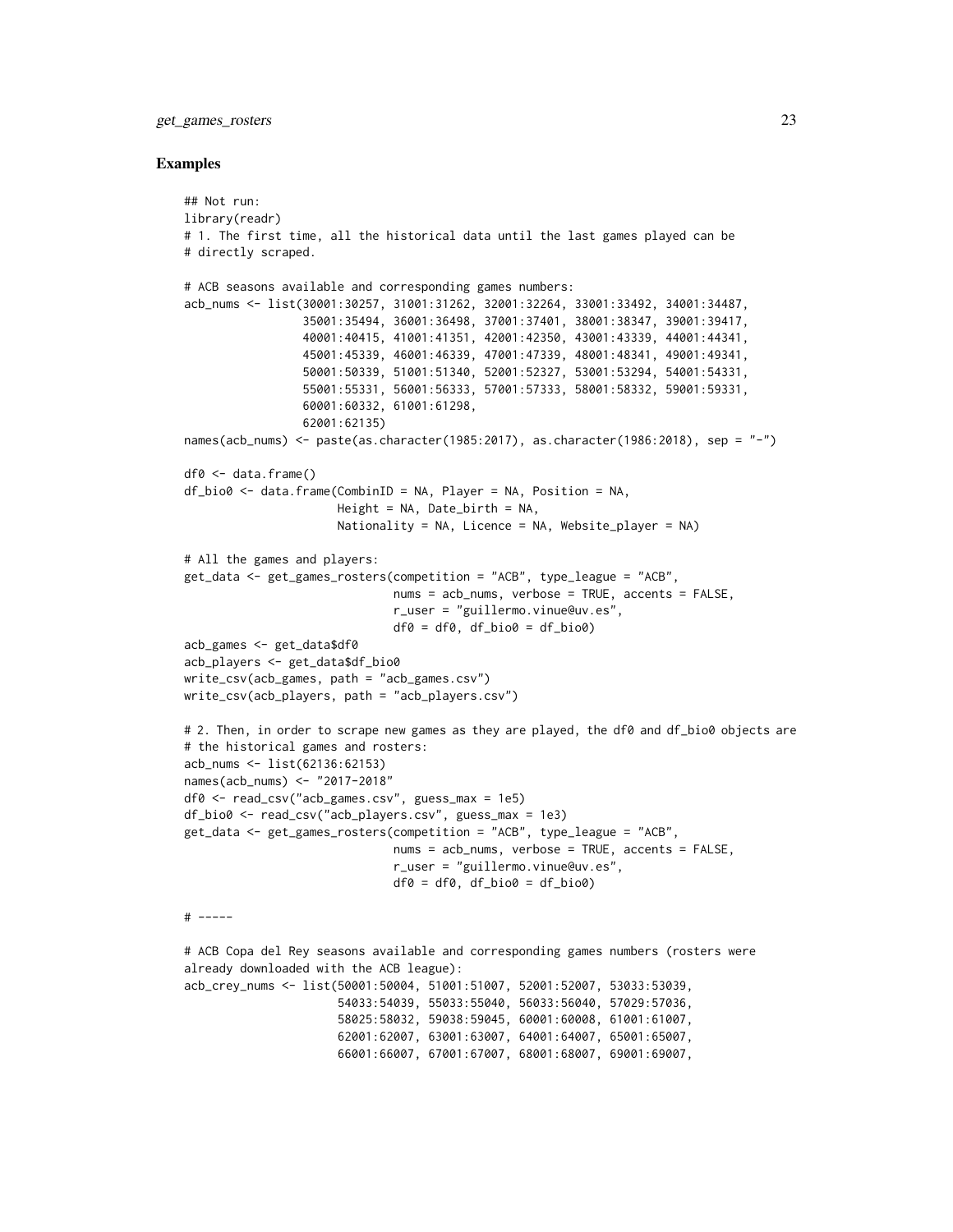## Examples

```
## Not run:
library(readr)
# 1. The first time, all the historical data until the last games played can be
# directly scraped.

# ACB seasons available and corresponding games numbers:
acb_nums <- list(30001:30257, 31001:31262, 32001:32264, 33001:33492, 34001:34487,
                 35001:35494, 36001:36498, 37001:37401, 38001:38347, 39001:39417,
                 40001:40415, 41001:41351, 42001:42350, 43001:43339, 44001:44341,
                 45001:45339, 46001:46339, 47001:47339, 48001:48341, 49001:49341,
                 50001:50339, 51001:51340, 52001:52327, 53001:53294, 54001:54331,
                 55001:55331, 56001:56333, 57001:57333, 58001:58332, 59001:59331,
                 60001:60332, 61001:61298,
                 62001:62135)
names(acb_nums) <- paste(as.character(1985:2017), as.character(1986:2018), sep = "-")

df0 <- data.frame()
df_bio0 <- data.frame(CombinID = NA, Player = NA, Position = NA,
                      Height = NA, Date_birth = NA,
                      Nationality = NA, Licence = NA, Website_player = NA)

# All the games and players:
get_data <- get_games_rosters(competition = "ACB", type_league = "ACB",
                              nums = acb_nums, verbose = TRUE, accents = FALSE,
                              r_user = "guillermo.vinue@uv.es",
                              df0 = df0, df_bio0 = df_bio0)
acb_games <- get_data$df0
acb_players <- get_data$df_bio0
write_csv(acb_games, path = "acb_games.csv")
write_csv(acb_players, path = "acb_players.csv")

# 2. Then, in order to scrape new games as they are played, the df0 and df_bio0 objects are
# the historical games and rosters:
acb_nums <- list(62136:62153)
names(acb_nums) <- "2017-2018"
df0 <- read_csv("acb_games.csv", guess_max = 1e5)
df_bio0 <- read_csv("acb_players.csv", guess_max = 1e3)
get_data <- get_games_rosters(competition = "ACB", type_league = "ACB",
                              nums = acb_nums, verbose = TRUE, accents = FALSE,
                              r_user = "guillermo.vinue@uv.es",
                              df0 = df0, df_bio0 = df_bio0)

# -----

# ACB Copa del Rey seasons available and corresponding games numbers (rosters were
already downloaded with the ACB league):
acb_crey_nums <- list(50001:50004, 51001:51007, 52001:52007, 53033:53039,
                      54033:54039, 55033:55040, 56033:56040, 57029:57036,
                      58025:58032, 59038:59045, 60001:60008, 61001:61007,
                      62001:62007, 63001:63007, 64001:64007, 65001:65007,
                      66001:66007, 67001:67007, 68001:68007, 69001:69007,
```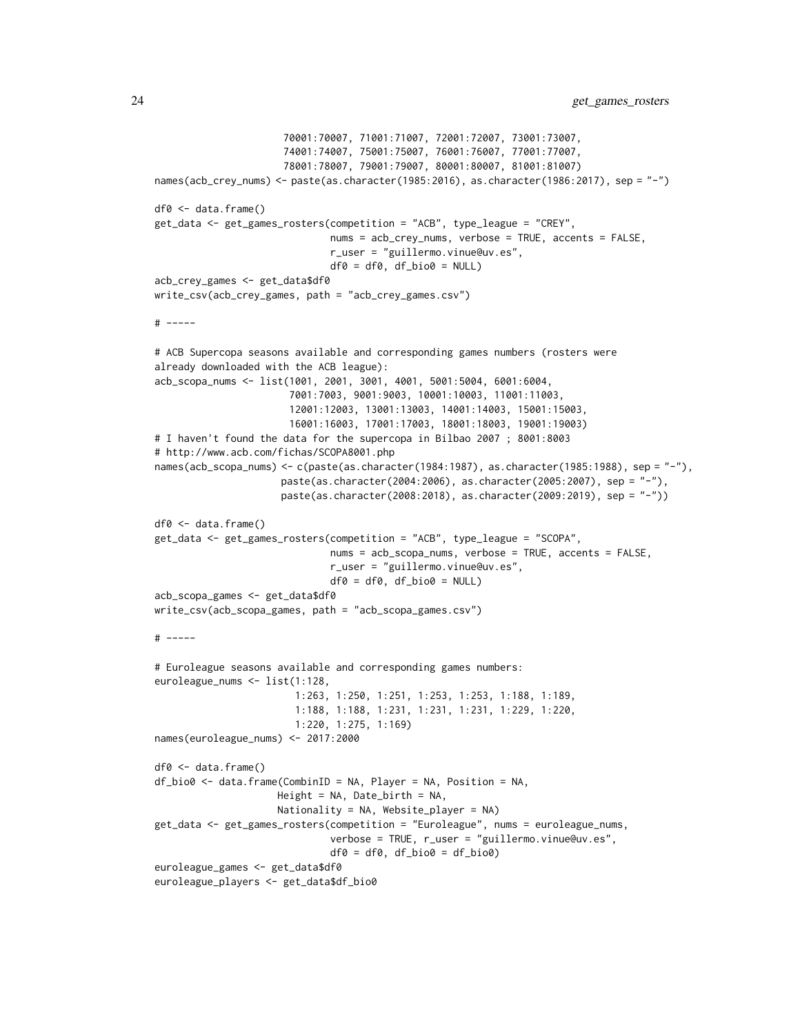```
                         70001:70007, 71001:71007, 72001:72007, 73001:73007,
                         74001:74007, 75001:75007, 76001:76007, 77001:77007,
                         78001:78007, 79001:79007, 80001:80007, 81001:81007)
names(acb_crey_nums) <- paste(as.character(1985:2016), as.character(1986:2017), sep = "-")

df0 <- data.frame()
get_data <- get_games_rosters(competition = "ACB", type_league = "CREY",
                              nums = acb_crey_nums, verbose = TRUE, accents = FALSE,
                              r_user = "guillermo.vinue@uv.es",
                              df0 = df0, df_bio0 = NULL)
acb_crey_games <- get_data$df0
write_csv(acb_crey_games, path = "acb_crey_games.csv")

# -----

# ACB Supercopa seasons available and corresponding games numbers (rosters were
already downloaded with the ACB league):
acb_scopa_nums <- list(1001, 2001, 3001, 4001, 5001:5004, 6001:6004,
                       7001:7003, 9001:9003, 10001:10003, 11001:11003,
                       12001:12003, 13001:13003, 14001:14003, 15001:15003,
                       16001:16003, 17001:17003, 18001:18003, 19001:19003)
# I haven't found the data for the supercopa in Bilbao 2007 ; 8001:8003
# http://www.acb.com/fichas/SCOPA8001.php
names(acb_scopa_nums) <- c(paste(as.character(1984:1987), as.character(1985:1988), sep = "-"),
                      paste(as.character(2004:2006), as.character(2005:2007), sep = "-"),
                      paste(as.character(2008:2018), as.character(2009:2019), sep = "-"))

df0 <- data.frame()
get_data <- get_games_rosters(competition = "ACB", type_league = "SCOPA",
                              nums = acb_scopa_nums, verbose = TRUE, accents = FALSE,
                              r_user = "guillermo.vinue@uv.es",
                              df0 = df0, df_bio0 = NULL)
acb_scopa_games <- get_data$df0
write_csv(acb_scopa_games, path = "acb_scopa_games.csv")

# -----

# Euroleague seasons available and corresponding games numbers:
euroleague_nums <- list(1:128,
                        1:263, 1:250, 1:251, 1:253, 1:253, 1:188, 1:189,
                        1:188, 1:188, 1:231, 1:231, 1:231, 1:229, 1:220,
                        1:220, 1:275, 1:169)
names(euroleague_nums) <- 2017:2000

df0 <- data.frame()
df_bio0 <- data.frame(CombinID = NA, Player = NA, Position = NA,
                      Height = NA, Date_birth = NA,
                      Nationality = NA, Website_player = NA)
get_data <- get_games_rosters(competition = "Euroleague", nums = euroleague_nums,
                              verbose = TRUE, r_user = "guillermo.vinue@uv.es",
                              df0 = df0, df_bio0 = df_bio0)
euroleague_games <- get_data$df0
euroleague_players <- get_data$df_bio0
```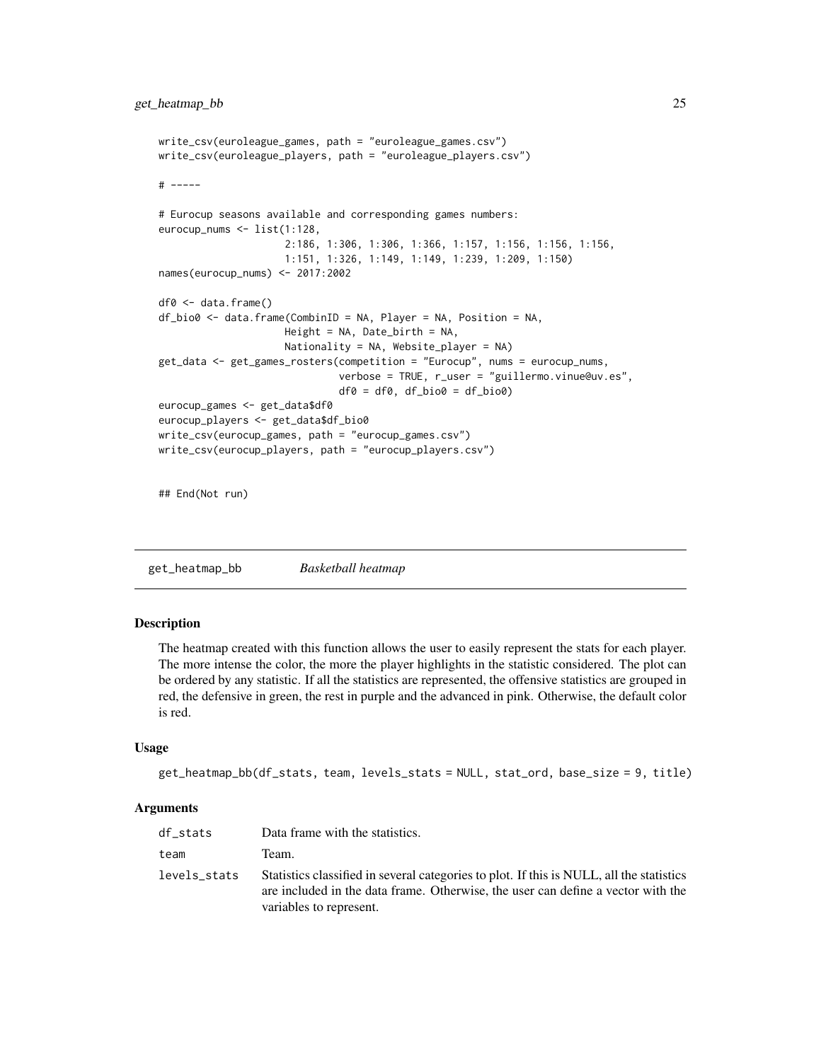```
write_csv(euroleague_games, path = "euroleague_games.csv")
write_csv(euroleague_players, path = "euroleague_players.csv")

# -----

# Eurocup seasons available and corresponding games numbers:
eurocup_nums <- list(1:128,
                     2:186, 1:306, 1:306, 1:366, 1:157, 1:156, 1:156, 1:156,
                     1:151, 1:326, 1:149, 1:149, 1:239, 1:209, 1:150)
names(eurocup_nums) <- 2017:2002

df0 <- data.frame()
df_bio0 <- data.frame(CombinID = NA, Player = NA, Position = NA,
                     Height = NA, Date_birth = NA,
                     Nationality = NA, Website_player = NA)
get_data <- get_games_rosters(competition = "Eurocup", nums = eurocup_nums,
                              verbose = TRUE, r_user = "guillermo.vinue@uv.es",
                              df0 = df0, df_bio0 = df_bio0)
eurocup_games <- get_data$df0
eurocup_players <- get_data$df_bio0
write_csv(eurocup_games, path = "eurocup_games.csv")
write_csv(eurocup_players, path = "eurocup_players.csv")


## End(Not run)
```

## get_heatmap_bb — *Basketball heatmap*

### Description

The heatmap created with this function allows the user to easily represent the stats for each player. The more intense the color, the more the player highlights in the statistic considered. The plot can be ordered by any statistic. If all the statistics are represented, the offensive statistics are grouped in red, the defensive in green, the rest in purple and the advanced in pink. Otherwise, the default color is red.

### Usage

```
get_heatmap_bb(df_stats, team, levels_stats = NULL, stat_ord, base_size = 9, title)
```

### Arguments

| | |
|---|---|
| df_stats | Data frame with the statistics. |
| team | Team. |
| levels_stats | Statistics classified in several categories to plot. If this is NULL, all the statistics are included in the data frame. Otherwise, the user can define a vector with the variables to represent. |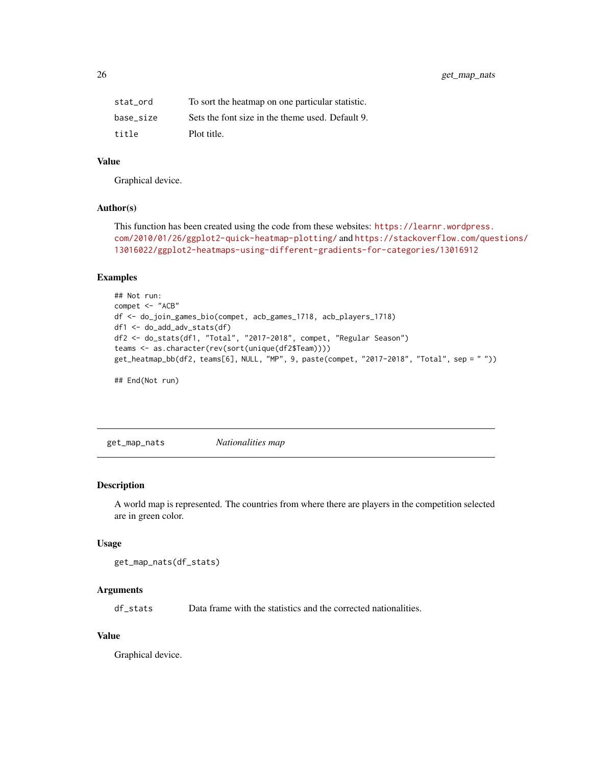| | |
|---|---|
| stat_ord | To sort the heatmap on one particular statistic. |
| base_size | Sets the font size in the theme used. Default 9. |
| title | Plot title. |

### Value

Graphical device.

### Author(s)

This function has been created using the code from these websites: https://learnr.wordpress.com/2010/01/26/ggplot2-quick-heatmap-plotting/ and https://stackoverflow.com/questions/13016022/ggplot2-heatmaps-using-different-gradients-for-categories/13016912

### Examples

```
## Not run:
compet <- "ACB"
df <- do_join_games_bio(compet, acb_games_1718, acb_players_1718)
df1 <- do_add_adv_stats(df)
df2 <- do_stats(df1, "Total", "2017-2018", compet, "Regular Season")
teams <- as.character(rev(sort(unique(df2$Team))))
get_heatmap_bb(df2, teams[6], NULL, "MP", 9, paste(compet, "2017-2018", "Total", sep = " "))

## End(Not run)
```

---

## get_map_nats *Nationalities map*

---

### Description

A world map is represented. The countries from where there are players in the competition selected are in green color.

### Usage

```
get_map_nats(df_stats)
```

### Arguments

| | |
|---|---|
| df_stats | Data frame with the statistics and the corrected nationalities. |

### Value

Graphical device.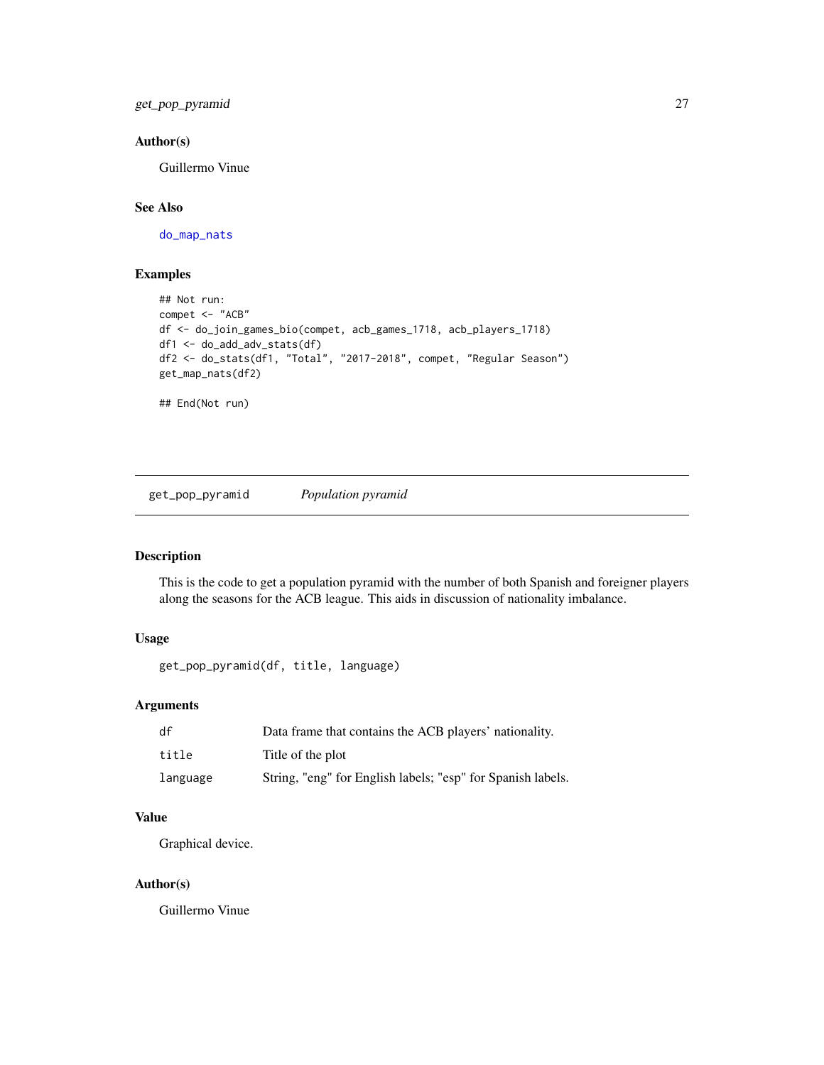### Author(s)

Guillermo Vinue

### See Also

do_map_nats

### Examples

```
## Not run:
compet <- "ACB"
df <- do_join_games_bio(compet, acb_games_1718, acb_players_1718)
df1 <- do_add_adv_stats(df)
df2 <- do_stats(df1, "Total", "2017-2018", compet, "Regular Season")
get_map_nats(df2)

## End(Not run)
```

---

## get_pop_pyramid    *Population pyramid*

### Description

This is the code to get a population pyramid with the number of both Spanish and foreigner players along the seasons for the ACB league. This aids in discussion of nationality imbalance.

### Usage

```
get_pop_pyramid(df, title, language)
```

### Arguments

| | |
|---|---|
| df | Data frame that contains the ACB players' nationality. |
| title | Title of the plot |
| language | String, "eng" for English labels; "esp" for Spanish labels. |

### Value

Graphical device.

### Author(s)

Guillermo Vinue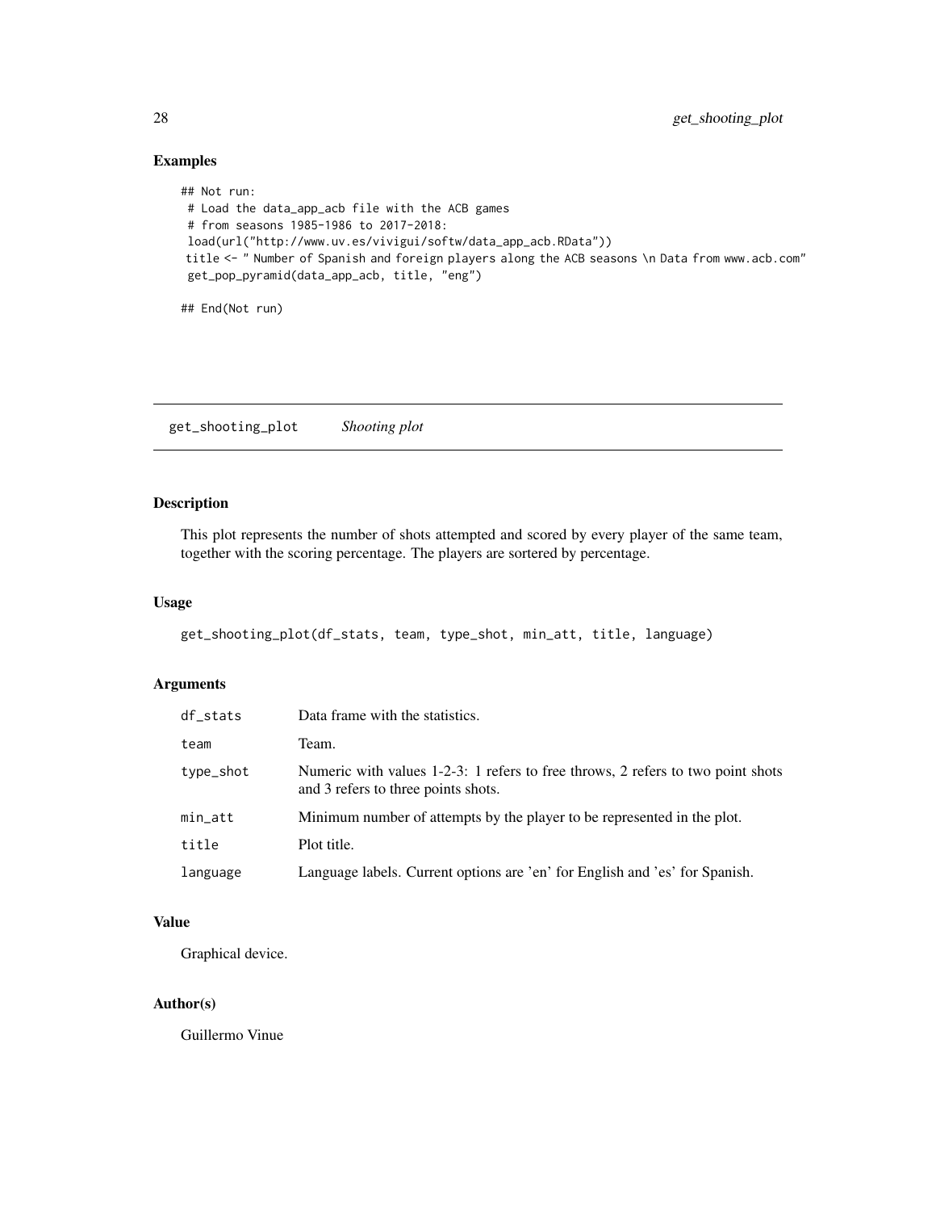## Examples

```
## Not run:
 # Load the data_app_acb file with the ACB games
 # from seasons 1985-1986 to 2017-2018:
 load(url("http://www.uv.es/vivigui/softw/data_app_acb.RData"))
 title <- " Number of Spanish and foreign players along the ACB seasons \n Data from www.acb.com"
 get_pop_pyramid(data_app_acb, title, "eng")

## End(Not run)
```

---

# get_shooting_plot    *Shooting plot*

---

## Description

This plot represents the number of shots attempted and scored by every player of the same team, together with the scoring percentage. The players are sortered by percentage.

## Usage

```
get_shooting_plot(df_stats, team, type_shot, min_att, title, language)
```

## Arguments

| | |
|---|---|
| df_stats | Data frame with the statistics. |
| team | Team. |
| type_shot | Numeric with values 1-2-3: 1 refers to free throws, 2 refers to two point shots and 3 refers to three points shots. |
| min_att | Minimum number of attempts by the player to be represented in the plot. |
| title | Plot title. |
| language | Language labels. Current options are 'en' for English and 'es' for Spanish. |

## Value

Graphical device.

## Author(s)

Guillermo Vinue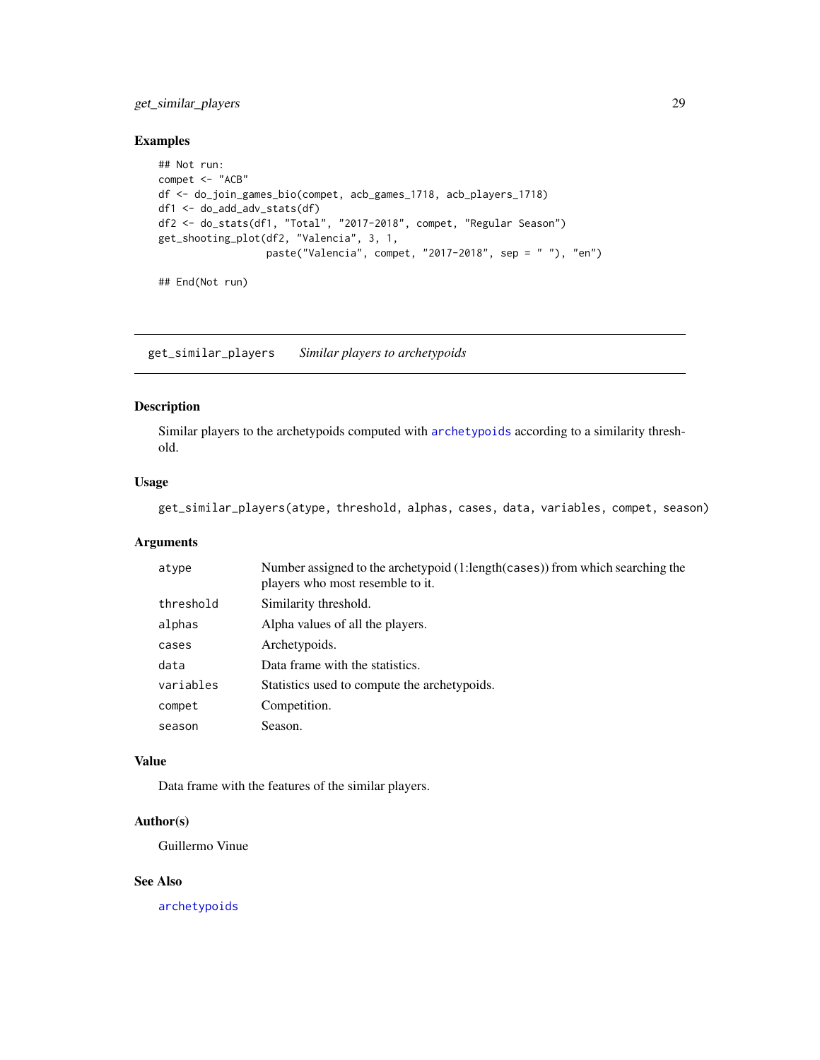## Examples

```
## Not run:
compet <- "ACB"
df <- do_join_games_bio(compet, acb_games_1718, acb_players_1718)
df1 <- do_add_adv_stats(df)
df2 <- do_stats(df1, "Total", "2017-2018", compet, "Regular Season")
get_shooting_plot(df2, "Valencia", 3, 1,
                  paste("Valencia", compet, "2017-2018", sep = " "), "en")

## End(Not run)
```

---

# get_similar_players    *Similar players to archetypoids*

## Description

Similar players to the archetypoids computed with archetypoids according to a similarity threshold.

## Usage

```
get_similar_players(atype, threshold, alphas, cases, data, variables, compet, season)
```

## Arguments

| | |
|---|---|
| atype | Number assigned to the archetypoid (1:length(cases)) from which searching the players who most resemble to it. |
| threshold | Similarity threshold. |
| alphas | Alpha values of all the players. |
| cases | Archetypoids. |
| data | Data frame with the statistics. |
| variables | Statistics used to compute the archetypoids. |
| compet | Competition. |
| season | Season. |

## Value

Data frame with the features of the similar players.

## Author(s)

Guillermo Vinue

## See Also

archetypoids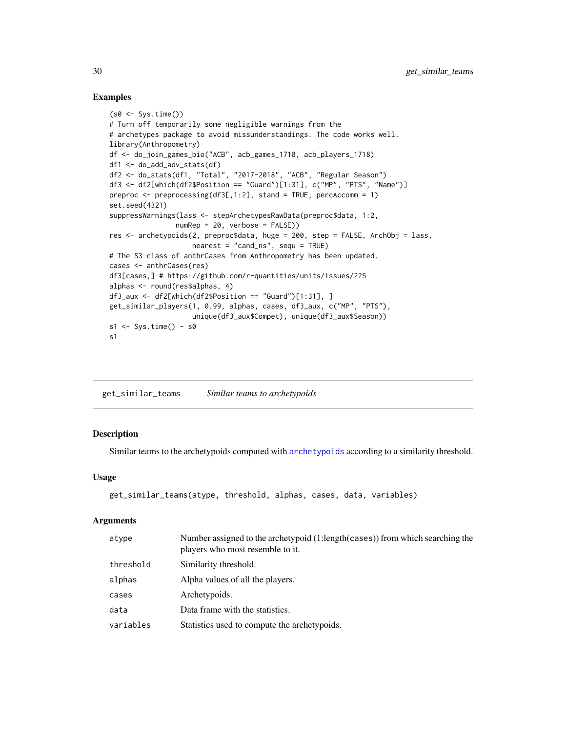## Examples

```
(s0 <- Sys.time())
# Turn off temporarily some negligible warnings from the
# archetypes package to avoid missunderstandings. The code works well.
library(Anthropometry)
df <- do_join_games_bio("ACB", acb_games_1718, acb_players_1718)
df1 <- do_add_adv_stats(df)
df2 <- do_stats(df1, "Total", "2017-2018", "ACB", "Regular Season")
df3 <- df2[which(df2$Position == "Guard")[1:31], c("MP", "PTS", "Name")]
preproc <- preprocessing(df3[,1:2], stand = TRUE, percAccomm = 1)
set.seed(4321)
suppressWarnings(lass <- stepArchetypesRawData(preproc$data, 1:2,
                 numRep = 20, verbose = FALSE))
res <- archetypoids(2, preproc$data, huge = 200, step = FALSE, ArchObj = lass,
                    nearest = "cand_ns", sequ = TRUE)
# The S3 class of anthrCases from Anthropometry has been updated.
cases <- anthrCases(res)
df3[cases,] # https://github.com/r-quantities/units/issues/225
alphas <- round(res$alphas, 4)
df3_aux <- df2[which(df2$Position == "Guard")[1:31], ]
get_similar_players(1, 0.99, alphas, cases, df3_aux, c("MP", "PTS"),
                    unique(df3_aux$Compet), unique(df3_aux$Season))
s1 <- Sys.time() - s0
s1
```

---

# get_similar_teams *Similar teams to archetypoids*

---

## Description

Similar teams to the archetypoids computed with `archetypoids` according to a similarity threshold.

## Usage

```
get_similar_teams(atype, threshold, alphas, cases, data, variables)
```

## Arguments

| | |
|---|---|
| `atype` | Number assigned to the archetypoid (1:length(cases)) from which searching the players who most resemble to it. |
| `threshold` | Similarity threshold. |
| `alphas` | Alpha values of all the players. |
| `cases` | Archetypoids. |
| `data` | Data frame with the statistics. |
| `variables` | Statistics used to compute the archetypoids. |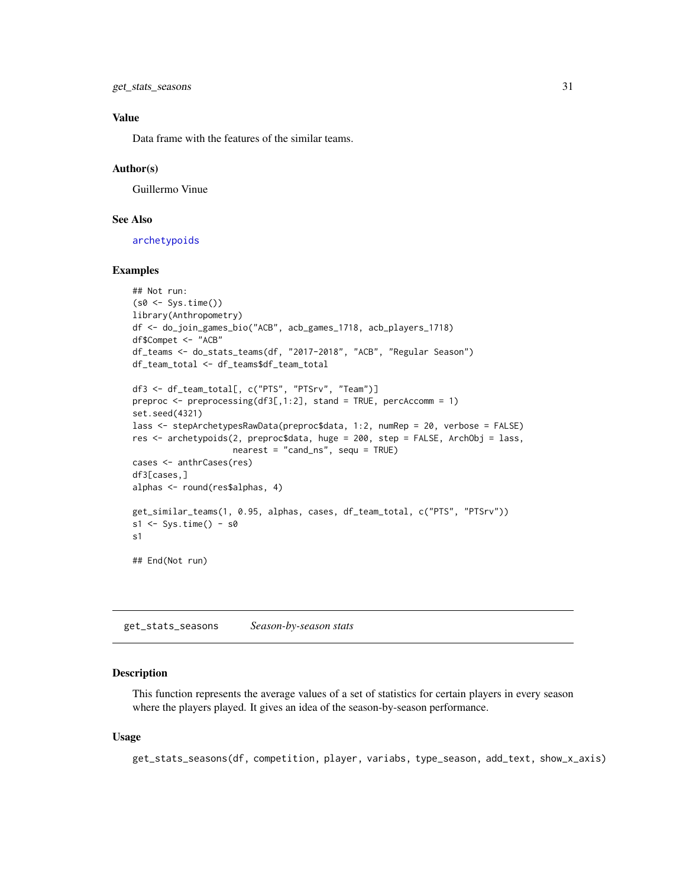### Value

Data frame with the features of the similar teams.

### Author(s)

Guillermo Vinue

### See Also

archetypoids

### Examples

```
## Not run:
(s0 <- Sys.time())
library(Anthropometry)
df <- do_join_games_bio("ACB", acb_games_1718, acb_players_1718)
df$Compet <- "ACB"
df_teams <- do_stats_teams(df, "2017-2018", "ACB", "Regular Season")
df_team_total <- df_teams$df_team_total

df3 <- df_team_total[, c("PTS", "PTSrv", "Team")]
preproc <- preprocessing(df3[,1:2], stand = TRUE, percAccomm = 1)
set.seed(4321)
lass <- stepArchetypesRawData(preproc$data, 1:2, numRep = 20, verbose = FALSE)
res <- archetypoids(2, preproc$data, huge = 200, step = FALSE, ArchObj = lass,
                    nearest = "cand_ns", sequ = TRUE)
cases <- anthrCases(res)
df3[cases,]
alphas <- round(res$alphas, 4)

get_similar_teams(1, 0.95, alphas, cases, df_team_total, c("PTS", "PTSrv"))
s1 <- Sys.time() - s0
s1

## End(Not run)
```

## get_stats_seasons *Season-by-season stats*

### Description

This function represents the average values of a set of statistics for certain players in every season where the players played. It gives an idea of the season-by-season performance.

### Usage

```
get_stats_seasons(df, competition, player, variabs, type_season, add_text, show_x_axis)
```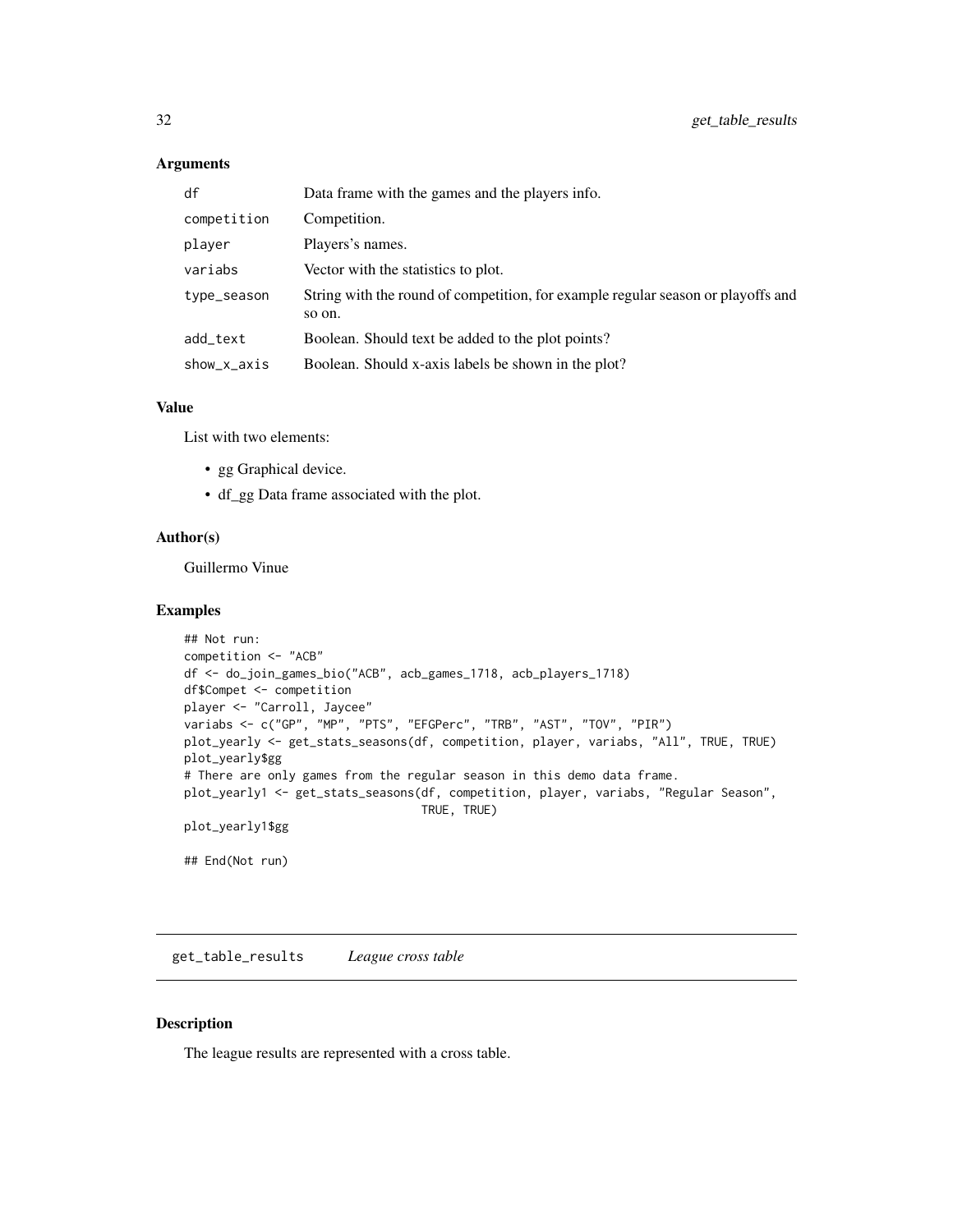### Arguments

| | |
|---|---|
| df | Data frame with the games and the players info. |
| competition | Competition. |
| player | Players's names. |
| variabs | Vector with the statistics to plot. |
| type_season | String with the round of competition, for example regular season or playoffs and so on. |
| add_text | Boolean. Should text be added to the plot points? |
| show_x_axis | Boolean. Should x-axis labels be shown in the plot? |

### Value

List with two elements:

- gg Graphical device.
- df_gg Data frame associated with the plot.

### Author(s)

Guillermo Vinue

### Examples

```
## Not run:
competition <- "ACB"
df <- do_join_games_bio("ACB", acb_games_1718, acb_players_1718)
df$Compet <- competition
player <- "Carroll, Jaycee"
variabs <- c("GP", "MP", "PTS", "EFGPerc", "TRB", "AST", "TOV", "PIR")
plot_yearly <- get_stats_seasons(df, competition, player, variabs, "All", TRUE, TRUE)
plot_yearly$gg
# There are only games from the regular season in this demo data frame.
plot_yearly1 <- get_stats_seasons(df, competition, player, variabs, "Regular Season",
                                  TRUE, TRUE)
plot_yearly1$gg

## End(Not run)
```

## get_table_results *League cross table*

### Description

The league results are represented with a cross table.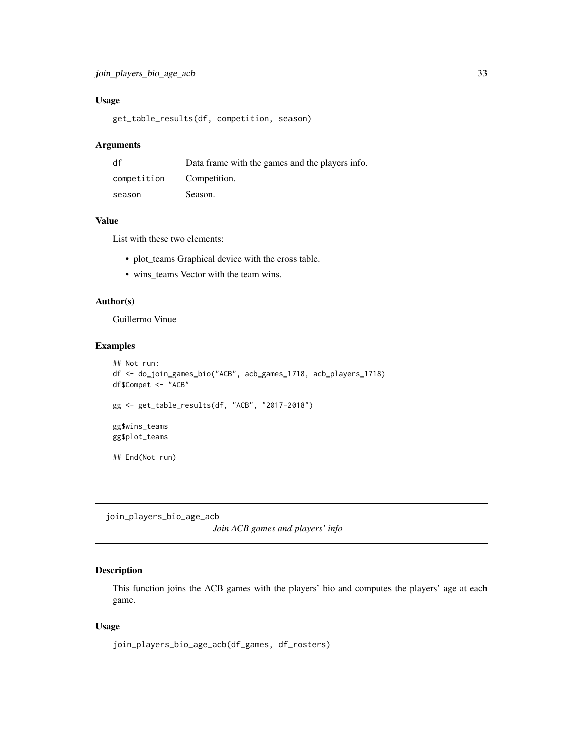### Usage

```
get_table_results(df, competition, season)
```

### Arguments

| | |
|---|---|
| df | Data frame with the games and the players info. |
| competition | Competition. |
| season | Season. |

### Value

List with these two elements:

- plot_teams Graphical device with the cross table.
- wins_teams Vector with the team wins.

### Author(s)

Guillermo Vinue

### Examples

```
## Not run:
df <- do_join_games_bio("ACB", acb_games_1718, acb_players_1718)
df$Compet <- "ACB"

gg <- get_table_results(df, "ACB", "2017-2018")

gg$wins_teams
gg$plot_teams

## End(Not run)
```

## join_players_bio_age_acb

*Join ACB games and players' info*

### Description

This function joins the ACB games with the players' bio and computes the players' age at each game.

### Usage

```
join_players_bio_age_acb(df_games, df_rosters)
```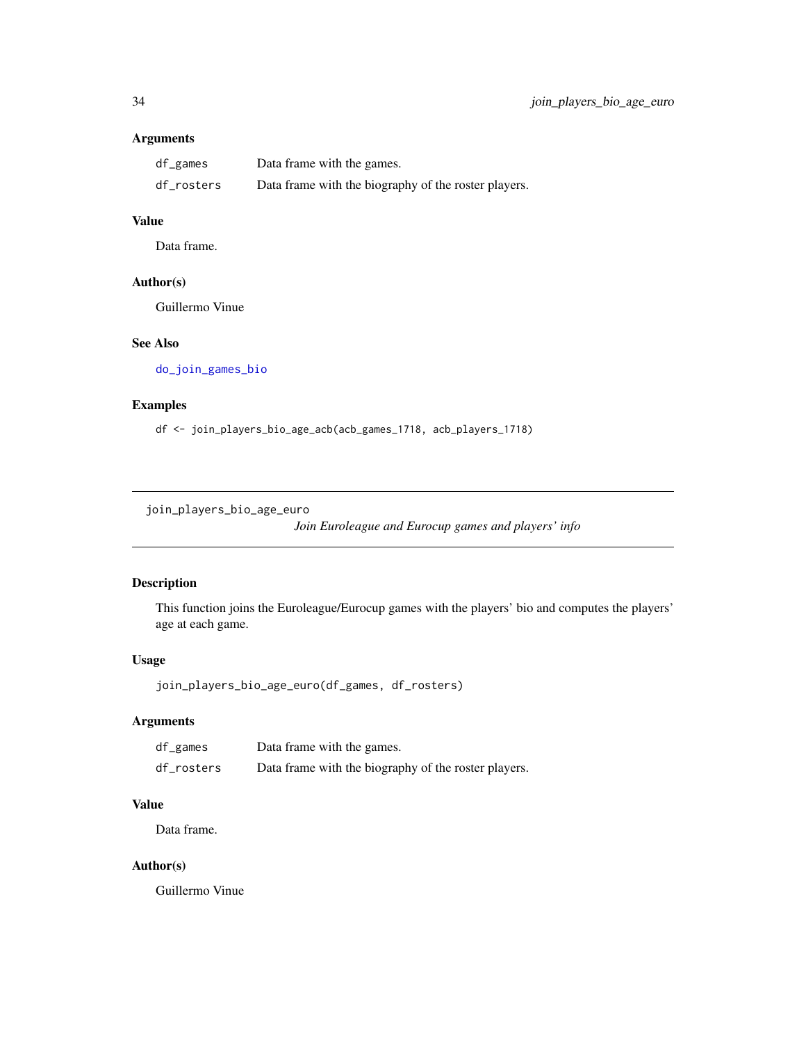### Arguments

| | |
|---|---|
| df_games | Data frame with the games. |
| df_rosters | Data frame with the biography of the roster players. |

### Value

Data frame.

### Author(s)

Guillermo Vinue

### See Also

do_join_games_bio

### Examples

```
df <- join_players_bio_age_acb(acb_games_1718, acb_players_1718)
```

---

## join_players_bio_age_euro

*Join Euroleague and Eurocup games and players' info*

---

### Description

This function joins the Euroleague/Eurocup games with the players' bio and computes the players' age at each game.

### Usage

```
join_players_bio_age_euro(df_games, df_rosters)
```

### Arguments

| | |
|---|---|
| df_games | Data frame with the games. |
| df_rosters | Data frame with the biography of the roster players. |

### Value

Data frame.

### Author(s)

Guillermo Vinue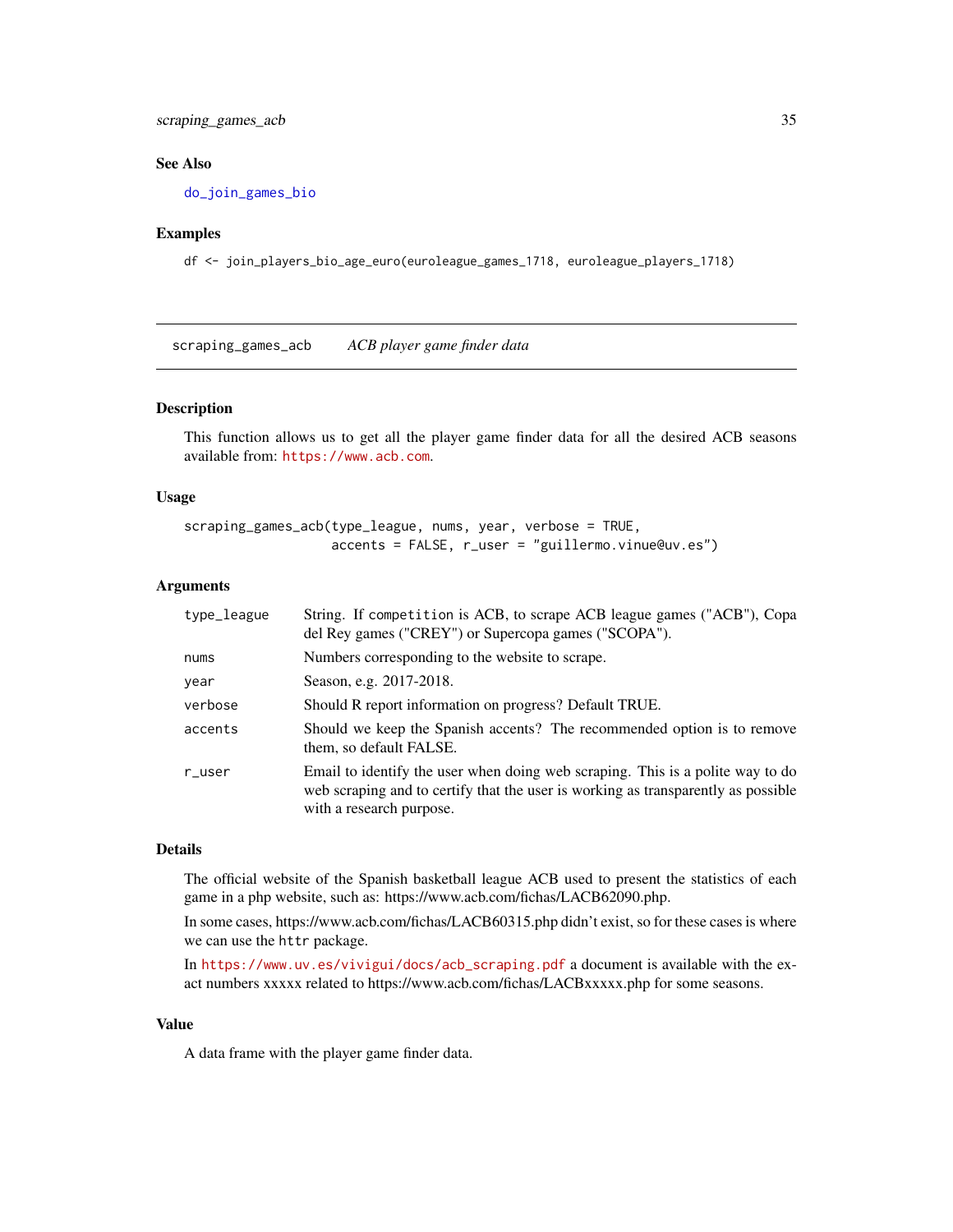## See Also

do_join_games_bio

## Examples

```
df <- join_players_bio_age_euro(euroleague_games_1718, euroleague_players_1718)
```

---

# scraping_games_acb *ACB player game finder data*

---

## Description

This function allows us to get all the player game finder data for all the desired ACB seasons available from: https://www.acb.com.

## Usage

```
scraping_games_acb(type_league, nums, year, verbose = TRUE,
                   accents = FALSE, r_user = "guillermo.vinue@uv.es")
```

## Arguments

| | |
|---|---|
| type_league | String. If competition is ACB, to scrape ACB league games ("ACB"), Copa del Rey games ("CREY") or Supercopa games ("SCOPA"). |
| nums | Numbers corresponding to the website to scrape. |
| year | Season, e.g. 2017-2018. |
| verbose | Should R report information on progress? Default TRUE. |
| accents | Should we keep the Spanish accents? The recommended option is to remove them, so default FALSE. |
| r_user | Email to identify the user when doing web scraping. This is a polite way to do web scraping and to certify that the user is working as transparently as possible with a research purpose. |

## Details

The official website of the Spanish basketball league ACB used to present the statistics of each game in a php website, such as: https://www.acb.com/fichas/LACB62090.php.

In some cases, https://www.acb.com/fichas/LACB60315.php didn't exist, so for these cases is where we can use the httr package.

In https://www.uv.es/vivigui/docs/acb_scraping.pdf a document is available with the exact numbers xxxxx related to https://www.acb.com/fichas/LACBxxxxx.php for some seasons.

## Value

A data frame with the player game finder data.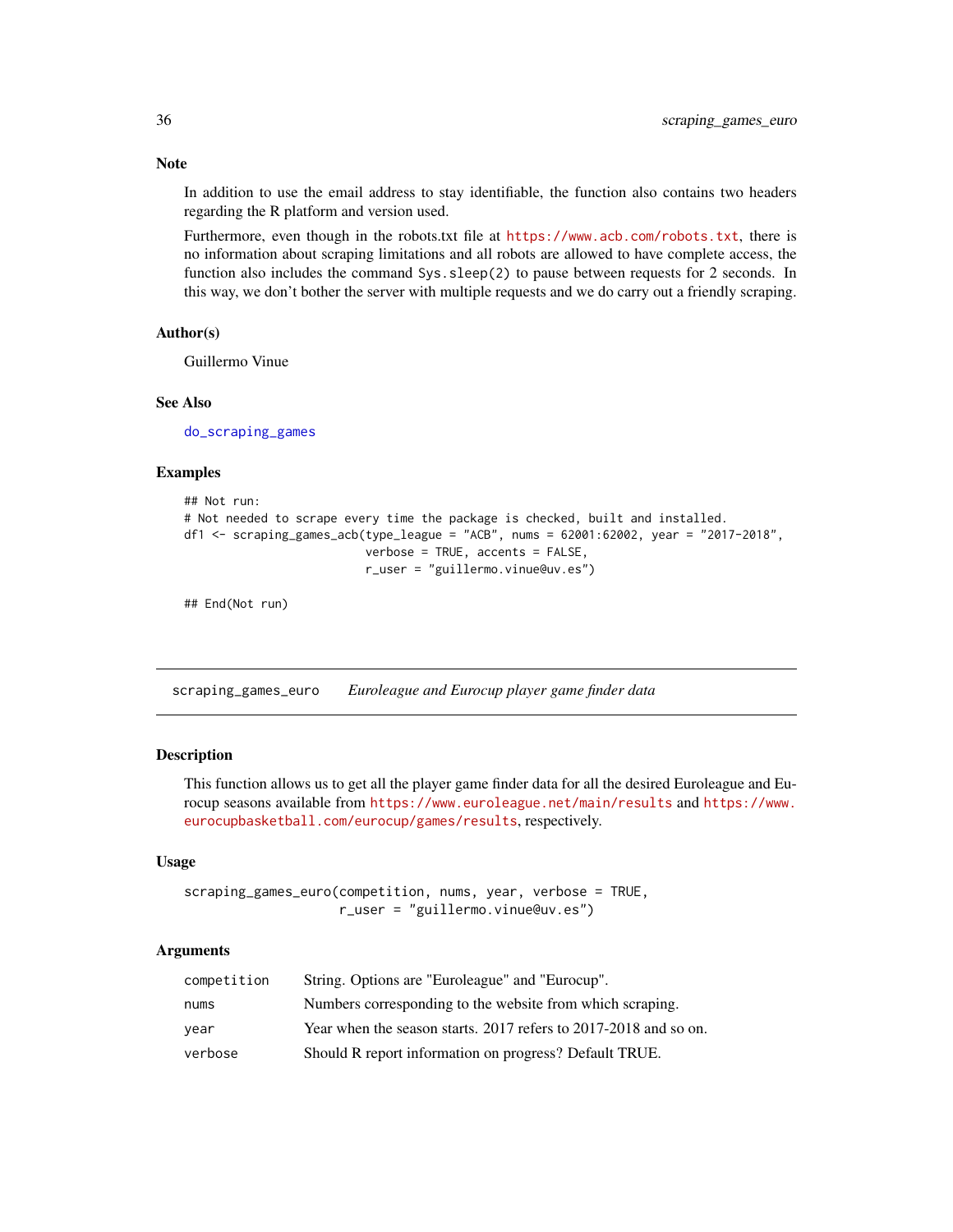### Note

In addition to use the email address to stay identifiable, the function also contains two headers regarding the R platform and version used.

Furthermore, even though in the robots.txt file at https://www.acb.com/robots.txt, there is no information about scraping limitations and all robots are allowed to have complete access, the function also includes the command `Sys.sleep(2)` to pause between requests for 2 seconds. In this way, we don't bother the server with multiple requests and we do carry out a friendly scraping.

### Author(s)

Guillermo Vinue

### See Also

do_scraping_games

### Examples

```
## Not run:
# Not needed to scrape every time the package is checked, built and installed.
df1 <- scraping_games_acb(type_league = "ACB", nums = 62001:62002, year = "2017-2018",
                          verbose = TRUE, accents = FALSE,
                          r_user = "guillermo.vinue@uv.es")

## End(Not run)
```

---

## scraping_games_euro    *Euroleague and Eurocup player game finder data*

### Description

This function allows us to get all the player game finder data for all the desired Euroleague and Eurocup seasons available from https://www.euroleague.net/main/results and https://www.eurocupbasketball.com/eurocup/games/results, respectively.

### Usage

```
scraping_games_euro(competition, nums, year, verbose = TRUE,
                    r_user = "guillermo.vinue@uv.es")
```

### Arguments

| | |
|---|---|
| competition | String. Options are "Euroleague" and "Eurocup". |
| nums | Numbers corresponding to the website from which scraping. |
| year | Year when the season starts. 2017 refers to 2017-2018 and so on. |
| verbose | Should R report information on progress? Default TRUE. |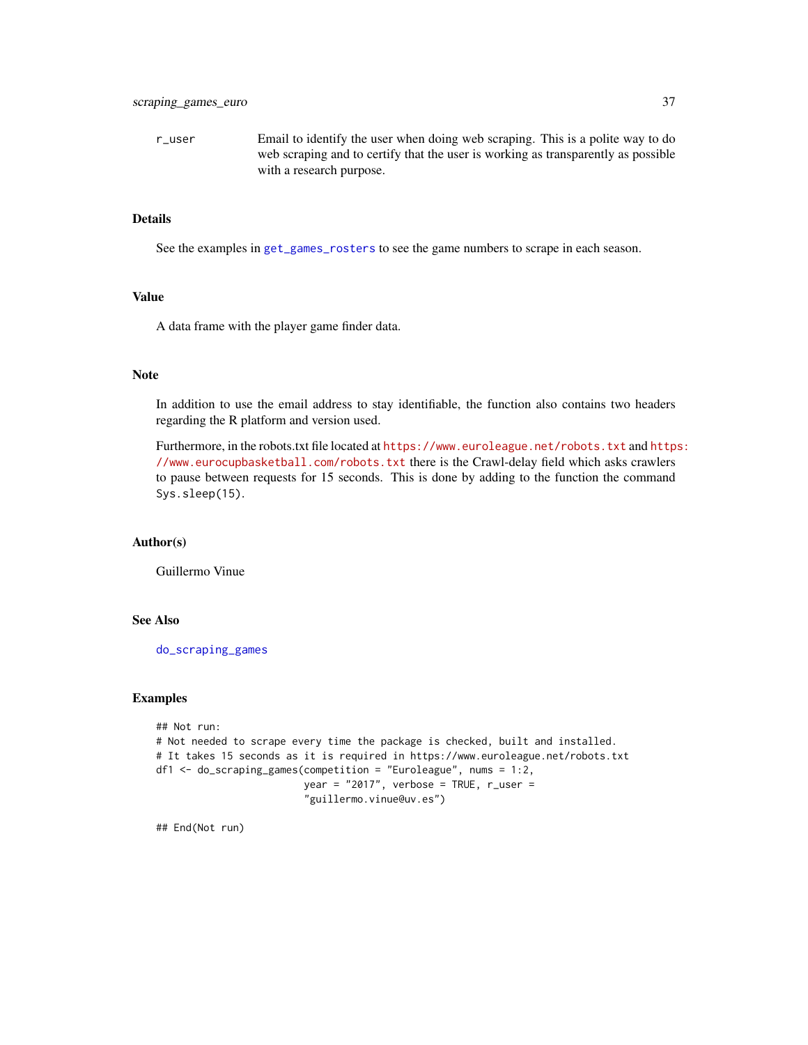r_user	Email to identify the user when doing web scraping. This is a polite way to do web scraping and to certify that the user is working as transparently as possible with a research purpose.

## Details

See the examples in get_games_rosters to see the game numbers to scrape in each season.

## Value

A data frame with the player game finder data.

## Note

In addition to use the email address to stay identifiable, the function also contains two headers regarding the R platform and version used.

Furthermore, in the robots.txt file located at https://www.euroleague.net/robots.txt and https://www.eurocupbasketball.com/robots.txt there is the Crawl-delay field which asks crawlers to pause between requests for 15 seconds. This is done by adding to the function the command Sys.sleep(15).

## Author(s)

Guillermo Vinue

## See Also

do_scraping_games

## Examples

```
## Not run:
# Not needed to scrape every time the package is checked, built and installed.
# It takes 15 seconds as it is required in https://www.euroleague.net/robots.txt
df1 <- do_scraping_games(competition = "Euroleague", nums = 1:2,
                         year = "2017", verbose = TRUE, r_user =
                         "guillermo.vinue@uv.es")

## End(Not run)
```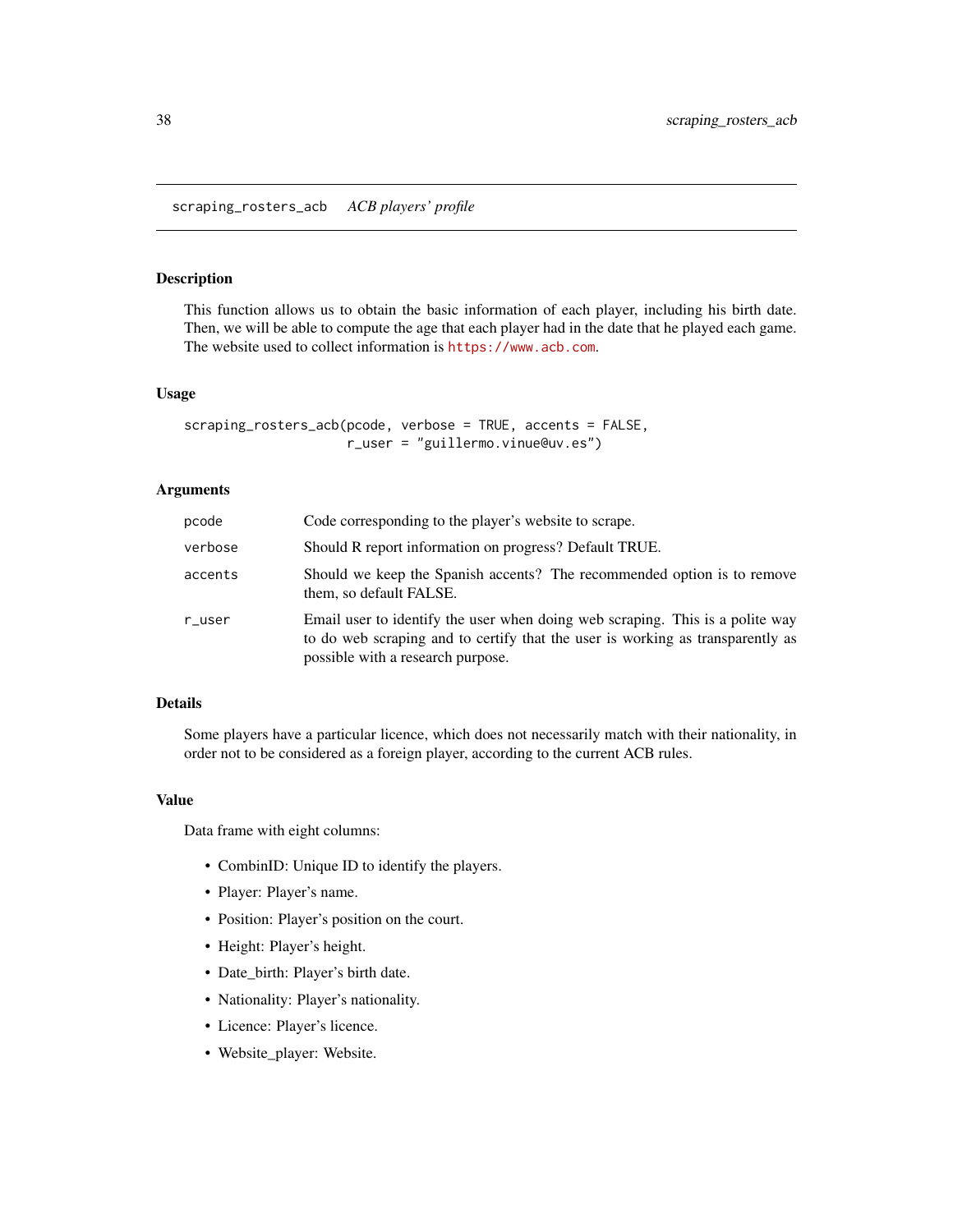## scraping_rosters_acb *ACB players' profile*

### Description

This function allows us to obtain the basic information of each player, including his birth date. Then, we will be able to compute the age that each player had in the date that he played each game. The website used to collect information is https://www.acb.com.

### Usage

```
scraping_rosters_acb(pcode, verbose = TRUE, accents = FALSE,
                     r_user = "guillermo.vinue@uv.es")
```

### Arguments

| | |
|---|---|
| pcode | Code corresponding to the player's website to scrape. |
| verbose | Should R report information on progress? Default TRUE. |
| accents | Should we keep the Spanish accents? The recommended option is to remove them, so default FALSE. |
| r_user | Email user to identify the user when doing web scraping. This is a polite way to do web scraping and to certify that the user is working as transparently as possible with a research purpose. |

### Details

Some players have a particular licence, which does not necessarily match with their nationality, in order not to be considered as a foreign player, according to the current ACB rules.

### Value

Data frame with eight columns:

- CombinID: Unique ID to identify the players.
- Player: Player's name.
- Position: Player's position on the court.
- Height: Player's height.
- Date_birth: Player's birth date.
- Nationality: Player's nationality.
- Licence: Player's licence.
- Website_player: Website.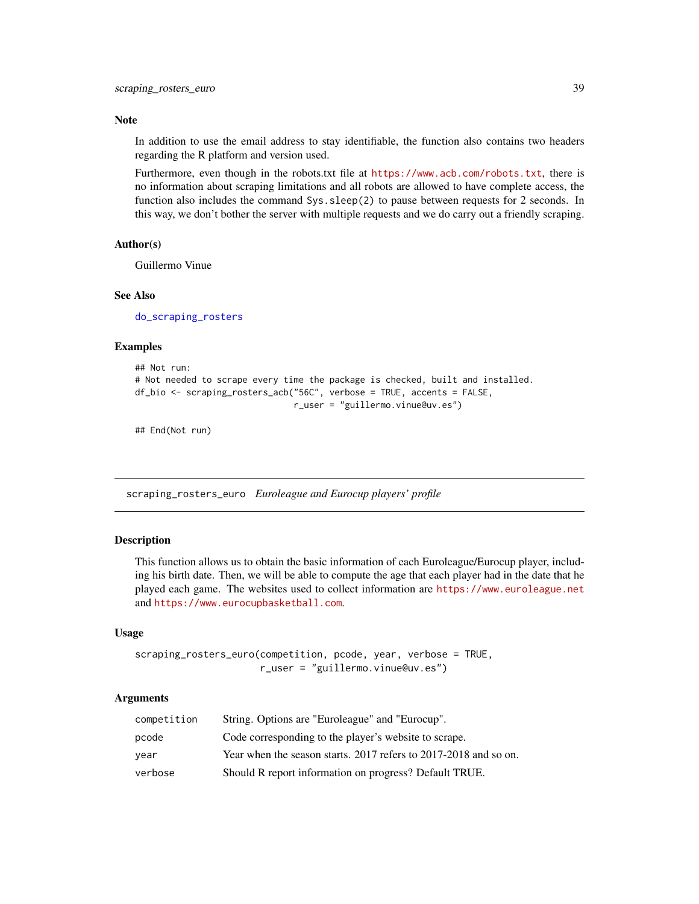## Note

In addition to use the email address to stay identifiable, the function also contains two headers regarding the R platform and version used.

Furthermore, even though in the robots.txt file at https://www.acb.com/robots.txt, there is no information about scraping limitations and all robots are allowed to have complete access, the function also includes the command `Sys.sleep(2)` to pause between requests for 2 seconds. In this way, we don't bother the server with multiple requests and we do carry out a friendly scraping.

## Author(s)

Guillermo Vinue

## See Also

do_scraping_rosters

## Examples

```
## Not run:
# Not needed to scrape every time the package is checked, built and installed.
df_bio <- scraping_rosters_acb("56C", verbose = TRUE, accents = FALSE,
                               r_user = "guillermo.vinue@uv.es")

## End(Not run)
```

---

# scraping_rosters_euro *Euroleague and Eurocup players' profile*

## Description

This function allows us to obtain the basic information of each Euroleague/Eurocup player, including his birth date. Then, we will be able to compute the age that each player had in the date that he played each game. The websites used to collect information are https://www.euroleague.net and https://www.eurocupbasketball.com.

## Usage

```
scraping_rosters_euro(competition, pcode, year, verbose = TRUE,
                      r_user = "guillermo.vinue@uv.es")
```

## Arguments

| | |
|---|---|
| competition | String. Options are "Euroleague" and "Eurocup". |
| pcode | Code corresponding to the player's website to scrape. |
| year | Year when the season starts. 2017 refers to 2017-2018 and so on. |
| verbose | Should R report information on progress? Default TRUE. |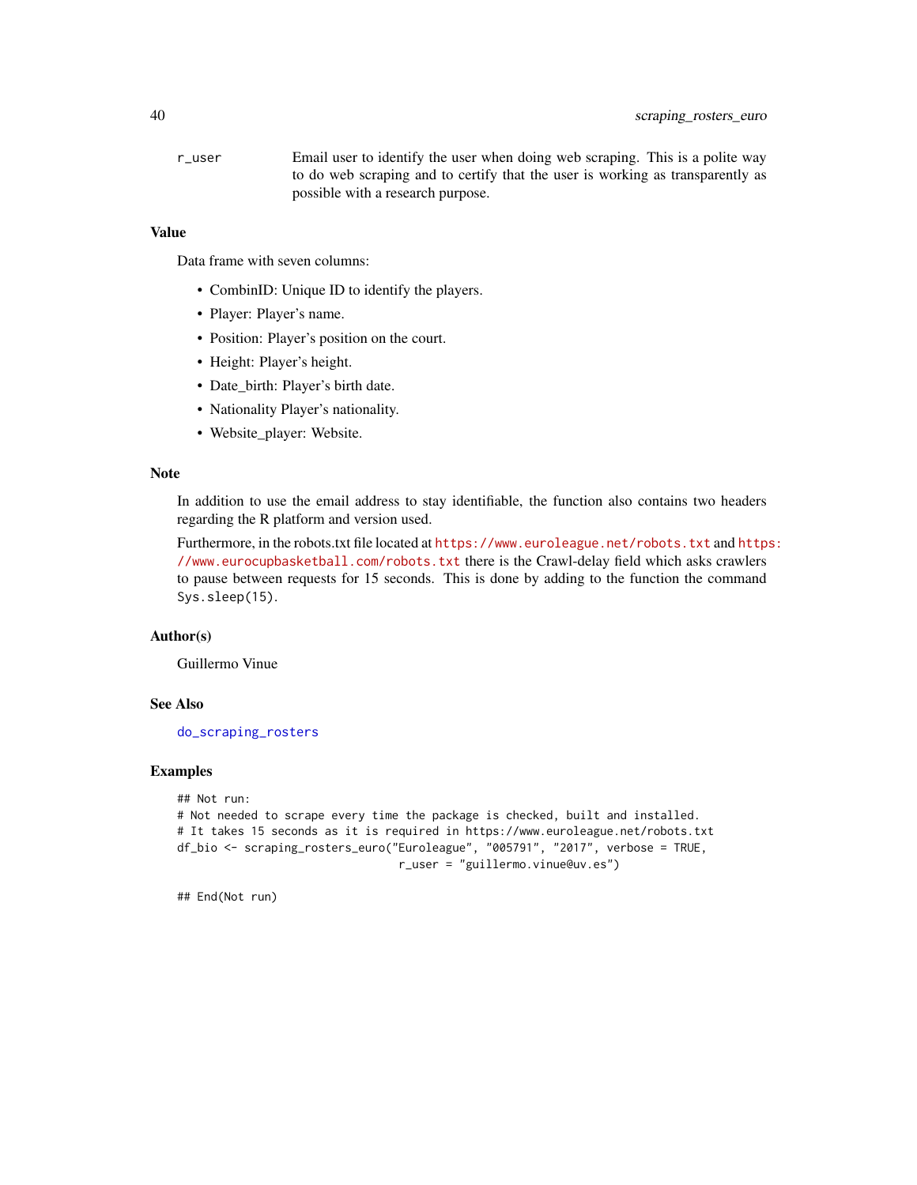`r_user` Email user to identify the user when doing web scraping. This is a polite way to do web scraping and to certify that the user is working as transparently as possible with a research purpose.

### Value

Data frame with seven columns:

- CombinID: Unique ID to identify the players.
- Player: Player's name.
- Position: Player's position on the court.
- Height: Player's height.
- Date_birth: Player's birth date.
- Nationality Player's nationality.
- Website_player: Website.

### Note

In addition to use the email address to stay identifiable, the function also contains two headers regarding the R platform and version used.

Furthermore, in the robots.txt file located at https://www.euroleague.net/robots.txt and https://www.eurocupbasketball.com/robots.txt there is the Crawl-delay field which asks crawlers to pause between requests for 15 seconds. This is done by adding to the function the command `Sys.sleep(15)`.

### Author(s)

Guillermo Vinue

### See Also

do_scraping_rosters

### Examples

```
## Not run:
# Not needed to scrape every time the package is checked, built and installed.
# It takes 15 seconds as it is required in https://www.euroleague.net/robots.txt
df_bio <- scraping_rosters_euro("Euroleague", "005791", "2017", verbose = TRUE,
                                r_user = "guillermo.vinue@uv.es")

## End(Not run)
```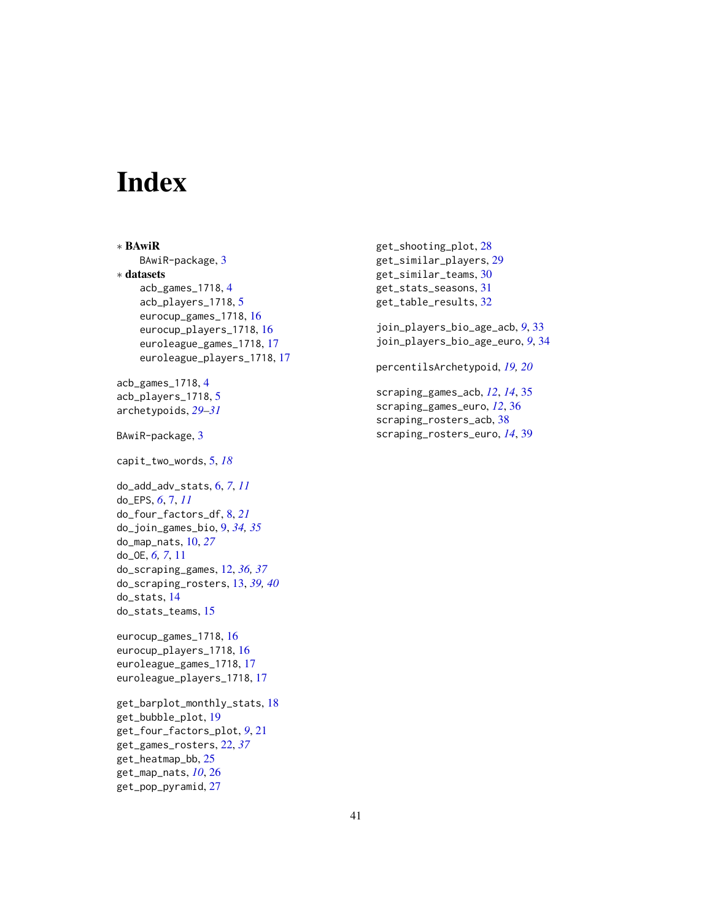# Index

∗ **BAwiR**
  BAwiR-package, 3

∗ **datasets**
  acb_games_1718, 4
  acb_players_1718, 5
  eurocup_games_1718, 16
  eurocup_players_1718, 16
  euroleague_games_1718, 17
  euroleague_players_1718, 17

acb_games_1718, 4
acb_players_1718, 5
archetypoids, *29–31*

BAwiR-package, 3

capit_two_words, 5, *18*

do_add_adv_stats, 6, *7*, *11*
do_EPS, *6*, 7, *11*
do_four_factors_df, 8, *21*
do_join_games_bio, 9, *34, 35*
do_map_nats, 10, *27*
do_OE, *6, 7*, 11
do_scraping_games, 12, *36, 37*
do_scraping_rosters, 13, *39, 40*
do_stats, 14
do_stats_teams, 15

eurocup_games_1718, 16
eurocup_players_1718, 16
euroleague_games_1718, 17
euroleague_players_1718, 17

get_barplot_monthly_stats, 18
get_bubble_plot, 19
get_four_factors_plot, *9*, 21
get_games_rosters, 22, *37*
get_heatmap_bb, 25
get_map_nats, *10*, 26
get_pop_pyramid, 27
get_shooting_plot, 28
get_similar_players, 29
get_similar_teams, 30
get_stats_seasons, 31
get_table_results, 32

join_players_bio_age_acb, *9*, 33
join_players_bio_age_euro, *9*, 34

percentilsArchetypoid, *19, 20*

scraping_games_acb, *12*, *14*, 35
scraping_games_euro, *12*, 36
scraping_rosters_acb, 38
scraping_rosters_euro, *14*, 39